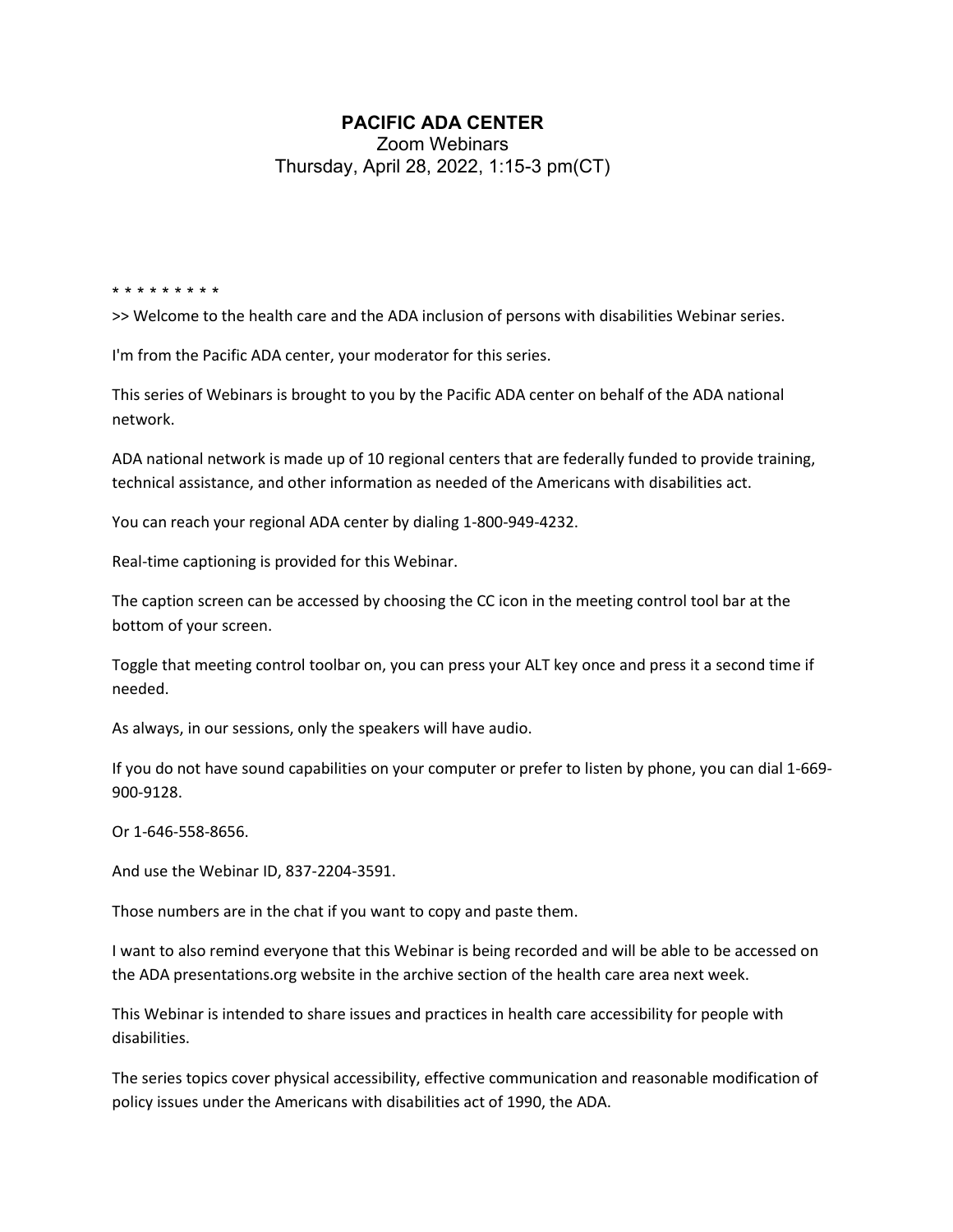# PACIFIC ADA CENTER

Zoom Webinars

Thursday, April 28, 2022, 1:15-3 pm(CT)

* * * * * * * * *

>> Welcome to the health care and the ADA inclusion of persons with disabilities Webinar series.

I'm from the Pacific ADA center, your moderator for this series.

This series of Webinars is brought to you by the Pacific ADA center on behalf of the ADA national network.

ADA national network is made up of 10 regional centers that are federally funded to provide training, technical assistance, and other information as needed of the Americans with disabilities act.

You can reach your regional ADA center by dialing 1-800-949-4232.

Real-time captioning is provided for this Webinar.

The caption screen can be accessed by choosing the CC icon in the meeting control tool bar at the bottom of your screen.

Toggle that meeting control toolbar on, you can press your ALT key once and press it a second time if needed.

As always, in our sessions, only the speakers will have audio.

If you do not have sound capabilities on your computer or prefer to listen by phone, you can dial 1-669-900-9128.

Or 1-646-558-8656.

And use the Webinar ID, 837-2204-3591.

Those numbers are in the chat if you want to copy and paste them.

I want to also remind everyone that this Webinar is being recorded and will be able to be accessed on the ADA presentations.org website in the archive section of the health care area next week.

This Webinar is intended to share issues and practices in health care accessibility for people with disabilities.

The series topics cover physical accessibility, effective communication and reasonable modification of policy issues under the Americans with disabilities act of 1990, the ADA.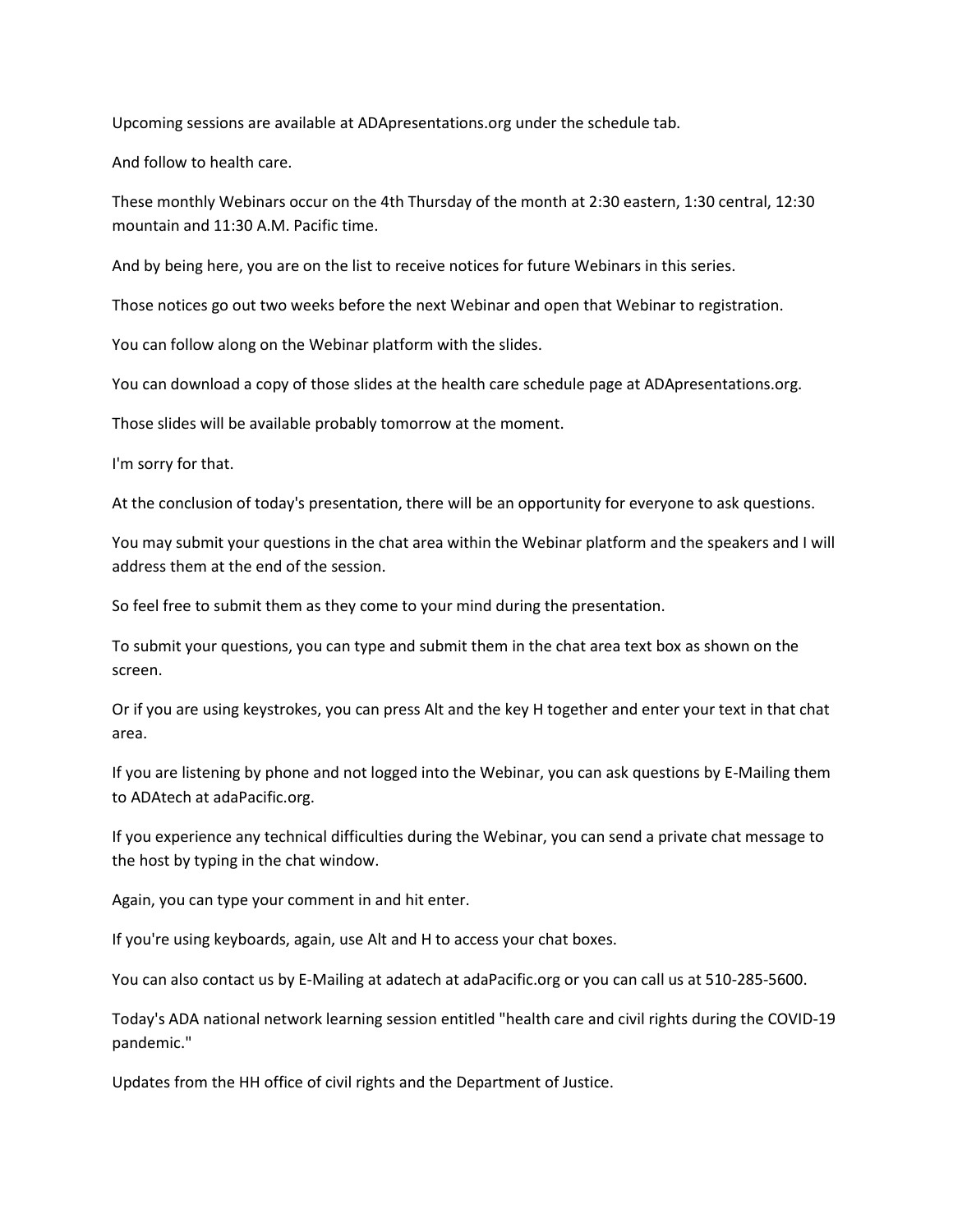Upcoming sessions are available at ADApresentations.org under the schedule tab.

And follow to health care.

These monthly Webinars occur on the 4th Thursday of the month at 2:30 eastern, 1:30 central, 12:30 mountain and 11:30 A.M. Pacific time.

And by being here, you are on the list to receive notices for future Webinars in this series.

Those notices go out two weeks before the next Webinar and open that Webinar to registration.

You can follow along on the Webinar platform with the slides.

You can download a copy of those slides at the health care schedule page at ADApresentations.org.

Those slides will be available probably tomorrow at the moment.

I'm sorry for that.

At the conclusion of today's presentation, there will be an opportunity for everyone to ask questions.

You may submit your questions in the chat area within the Webinar platform and the speakers and I will address them at the end of the session.

So feel free to submit them as they come to your mind during the presentation.

To submit your questions, you can type and submit them in the chat area text box as shown on the screen.

Or if you are using keystrokes, you can press Alt and the key H together and enter your text in that chat area.

If you are listening by phone and not logged into the Webinar, you can ask questions by E-Mailing them to ADAtech at adaPacific.org.

If you experience any technical difficulties during the Webinar, you can send a private chat message to the host by typing in the chat window.

Again, you can type your comment in and hit enter.

If you're using keyboards, again, use Alt and H to access your chat boxes.

You can also contact us by E-Mailing at adatech at adaPacific.org or you can call us at 510-285-5600.

Today's ADA national network learning session entitled "health care and civil rights during the COVID-19 pandemic."

Updates from the HH office of civil rights and the Department of Justice.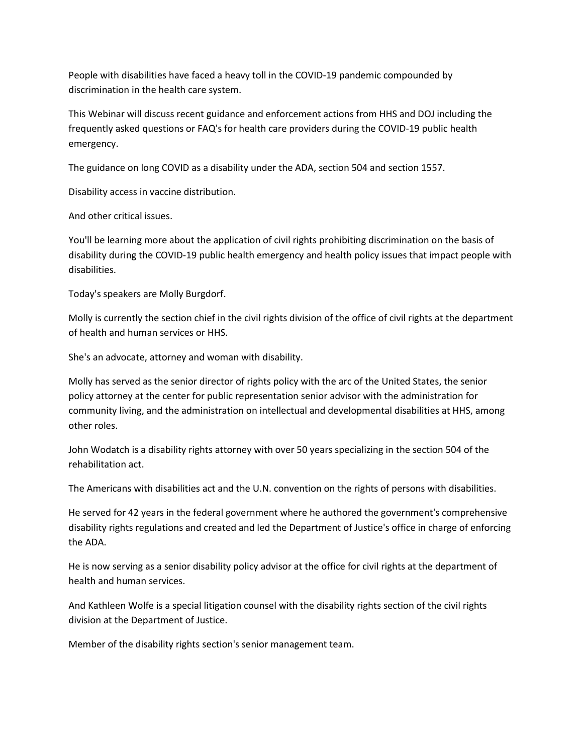People with disabilities have faced a heavy toll in the COVID-19 pandemic compounded by discrimination in the health care system.

This Webinar will discuss recent guidance and enforcement actions from HHS and DOJ including the frequently asked questions or FAQ's for health care providers during the COVID-19 public health emergency.

The guidance on long COVID as a disability under the ADA, section 504 and section 1557.

Disability access in vaccine distribution.

And other critical issues.

You'll be learning more about the application of civil rights prohibiting discrimination on the basis of disability during the COVID-19 public health emergency and health policy issues that impact people with disabilities.

Today's speakers are Molly Burgdorf.

Molly is currently the section chief in the civil rights division of the office of civil rights at the department of health and human services or HHS.

She's an advocate, attorney and woman with disability.

Molly has served as the senior director of rights policy with the arc of the United States, the senior policy attorney at the center for public representation senior advisor with the administration for community living, and the administration on intellectual and developmental disabilities at HHS, among other roles.

John Wodatch is a disability rights attorney with over 50 years specializing in the section 504 of the rehabilitation act.

The Americans with disabilities act and the U.N. convention on the rights of persons with disabilities.

He served for 42 years in the federal government where he authored the government's comprehensive disability rights regulations and created and led the Department of Justice's office in charge of enforcing the ADA.

He is now serving as a senior disability policy advisor at the office for civil rights at the department of health and human services.

And Kathleen Wolfe is a special litigation counsel with the disability rights section of the civil rights division at the Department of Justice.

Member of the disability rights section's senior management team.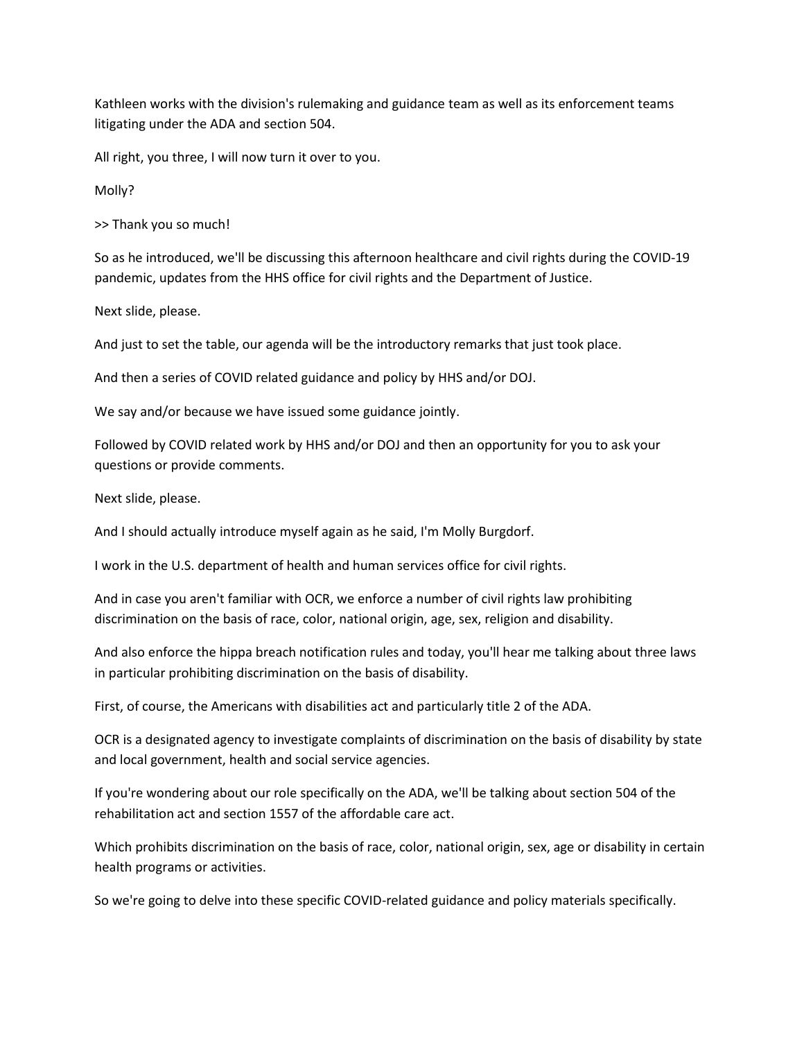Kathleen works with the division's rulemaking and guidance team as well as its enforcement teams litigating under the ADA and section 504.

All right, you three, I will now turn it over to you.

Molly?

>> Thank you so much!

So as he introduced, we'll be discussing this afternoon healthcare and civil rights during the COVID-19 pandemic, updates from the HHS office for civil rights and the Department of Justice.

Next slide, please.

And just to set the table, our agenda will be the introductory remarks that just took place.

And then a series of COVID related guidance and policy by HHS and/or DOJ.

We say and/or because we have issued some guidance jointly.

Followed by COVID related work by HHS and/or DOJ and then an opportunity for you to ask your questions or provide comments.

Next slide, please.

And I should actually introduce myself again as he said, I'm Molly Burgdorf.

I work in the U.S. department of health and human services office for civil rights.

And in case you aren't familiar with OCR, we enforce a number of civil rights law prohibiting discrimination on the basis of race, color, national origin, age, sex, religion and disability.

And also enforce the hippa breach notification rules and today, you'll hear me talking about three laws in particular prohibiting discrimination on the basis of disability.

First, of course, the Americans with disabilities act and particularly title 2 of the ADA.

OCR is a designated agency to investigate complaints of discrimination on the basis of disability by state and local government, health and social service agencies.

If you're wondering about our role specifically on the ADA, we'll be talking about section 504 of the rehabilitation act and section 1557 of the affordable care act.

Which prohibits discrimination on the basis of race, color, national origin, sex, age or disability in certain health programs or activities.

So we're going to delve into these specific COVID-related guidance and policy materials specifically.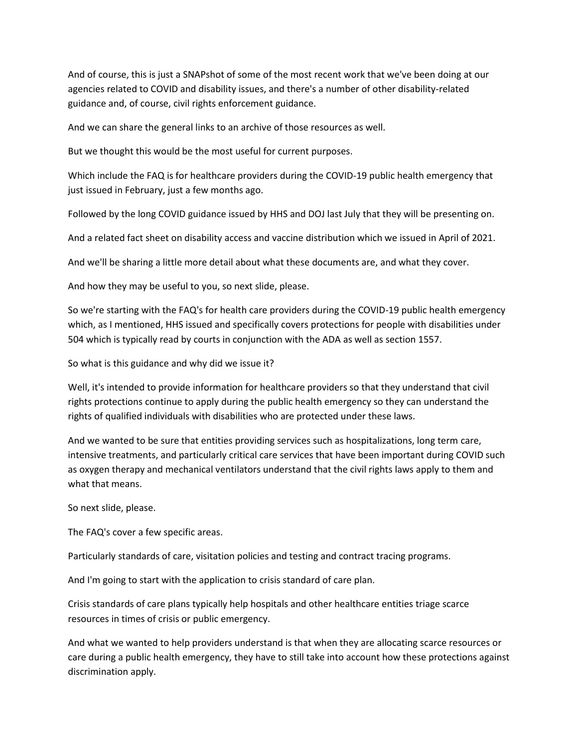And of course, this is just a SNAPshot of some of the most recent work that we've been doing at our agencies related to COVID and disability issues, and there's a number of other disability-related guidance and, of course, civil rights enforcement guidance.

And we can share the general links to an archive of those resources as well.

But we thought this would be the most useful for current purposes.

Which include the FAQ is for healthcare providers during the COVID-19 public health emergency that just issued in February, just a few months ago.

Followed by the long COVID guidance issued by HHS and DOJ last July that they will be presenting on.

And a related fact sheet on disability access and vaccine distribution which we issued in April of 2021.

And we'll be sharing a little more detail about what these documents are, and what they cover.

And how they may be useful to you, so next slide, please.

So we're starting with the FAQ's for health care providers during the COVID-19 public health emergency which, as I mentioned, HHS issued and specifically covers protections for people with disabilities under 504 which is typically read by courts in conjunction with the ADA as well as section 1557.

So what is this guidance and why did we issue it?

Well, it's intended to provide information for healthcare providers so that they understand that civil rights protections continue to apply during the public health emergency so they can understand the rights of qualified individuals with disabilities who are protected under these laws.

And we wanted to be sure that entities providing services such as hospitalizations, long term care, intensive treatments, and particularly critical care services that have been important during COVID such as oxygen therapy and mechanical ventilators understand that the civil rights laws apply to them and what that means.

So next slide, please.

The FAQ's cover a few specific areas.

Particularly standards of care, visitation policies and testing and contract tracing programs.

And I'm going to start with the application to crisis standard of care plan.

Crisis standards of care plans typically help hospitals and other healthcare entities triage scarce resources in times of crisis or public emergency.

And what we wanted to help providers understand is that when they are allocating scarce resources or care during a public health emergency, they have to still take into account how these protections against discrimination apply.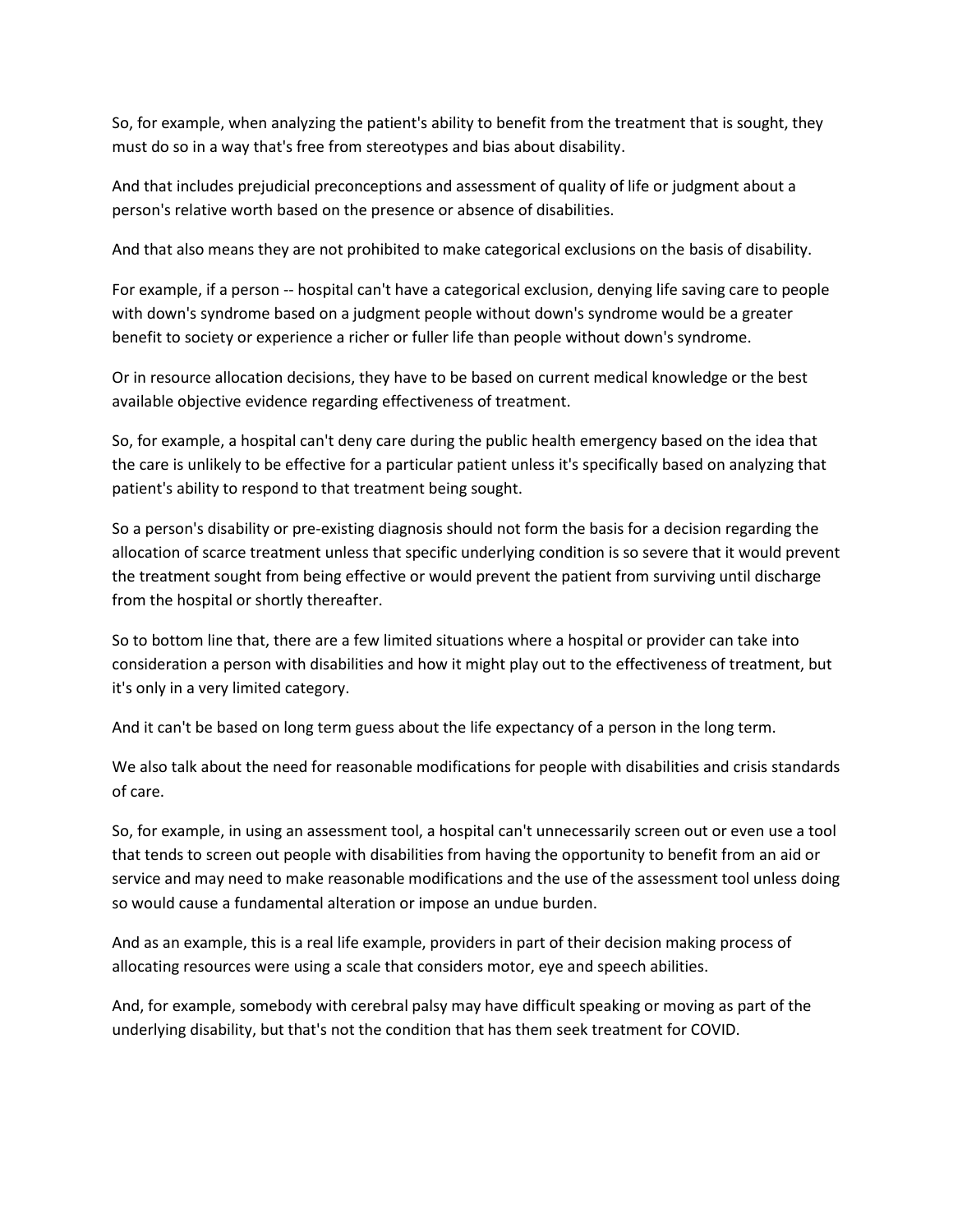So, for example, when analyzing the patient's ability to benefit from the treatment that is sought, they must do so in a way that's free from stereotypes and bias about disability.

And that includes prejudicial preconceptions and assessment of quality of life or judgment about a person's relative worth based on the presence or absence of disabilities.

And that also means they are not prohibited to make categorical exclusions on the basis of disability.

For example, if a person -- hospital can't have a categorical exclusion, denying life saving care to people with down's syndrome based on a judgment people without down's syndrome would be a greater benefit to society or experience a richer or fuller life than people without down's syndrome.

Or in resource allocation decisions, they have to be based on current medical knowledge or the best available objective evidence regarding effectiveness of treatment.

So, for example, a hospital can't deny care during the public health emergency based on the idea that the care is unlikely to be effective for a particular patient unless it's specifically based on analyzing that patient's ability to respond to that treatment being sought.

So a person's disability or pre-existing diagnosis should not form the basis for a decision regarding the allocation of scarce treatment unless that specific underlying condition is so severe that it would prevent the treatment sought from being effective or would prevent the patient from surviving until discharge from the hospital or shortly thereafter.

So to bottom line that, there are a few limited situations where a hospital or provider can take into consideration a person with disabilities and how it might play out to the effectiveness of treatment, but it's only in a very limited category.

And it can't be based on long term guess about the life expectancy of a person in the long term.

We also talk about the need for reasonable modifications for people with disabilities and crisis standards of care.

So, for example, in using an assessment tool, a hospital can't unnecessarily screen out or even use a tool that tends to screen out people with disabilities from having the opportunity to benefit from an aid or service and may need to make reasonable modifications and the use of the assessment tool unless doing so would cause a fundamental alteration or impose an undue burden.

And as an example, this is a real life example, providers in part of their decision making process of allocating resources were using a scale that considers motor, eye and speech abilities.

And, for example, somebody with cerebral palsy may have difficult speaking or moving as part of the underlying disability, but that's not the condition that has them seek treatment for COVID.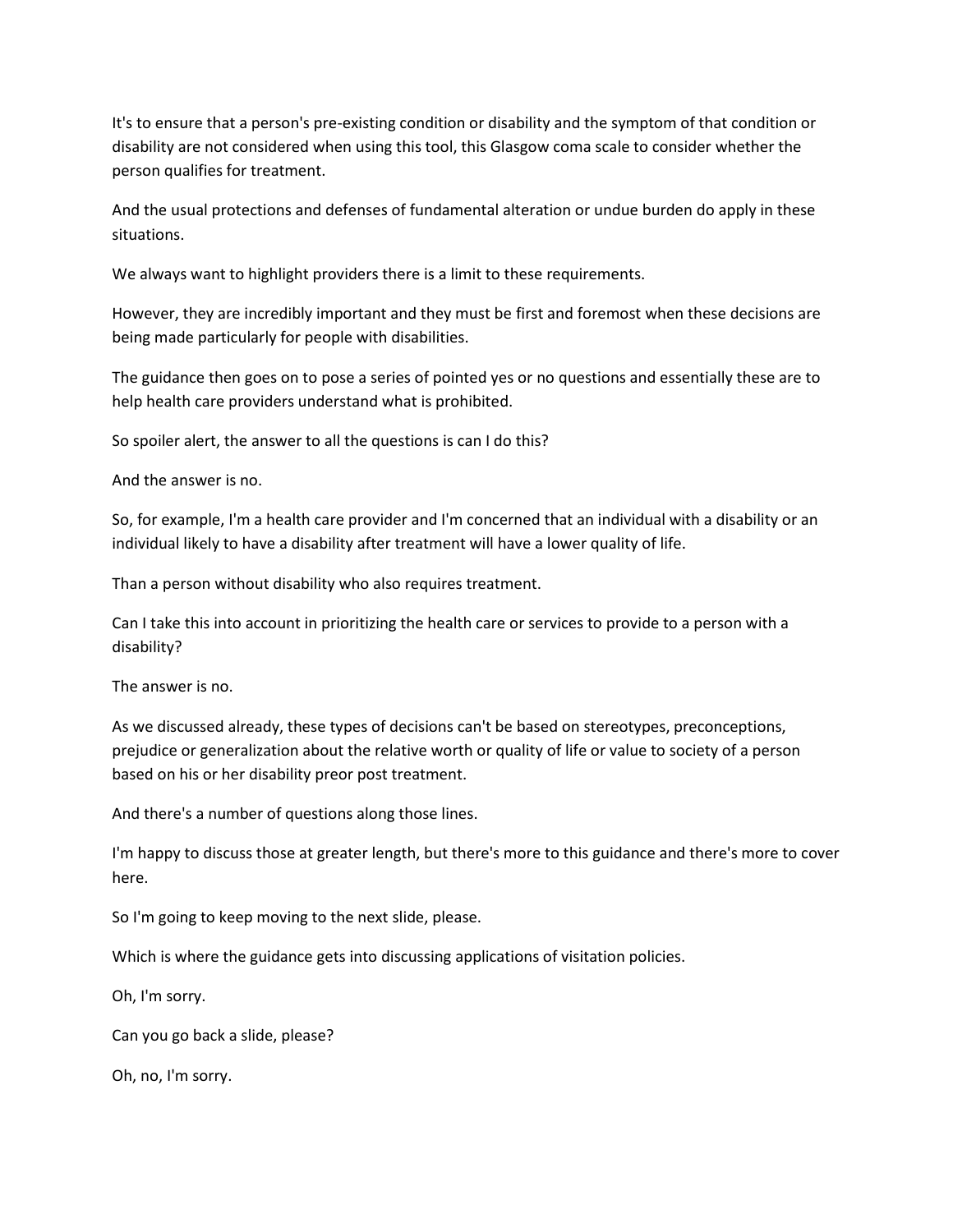It's to ensure that a person's pre-existing condition or disability and the symptom of that condition or disability are not considered when using this tool, this Glasgow coma scale to consider whether the person qualifies for treatment.

And the usual protections and defenses of fundamental alteration or undue burden do apply in these situations.

We always want to highlight providers there is a limit to these requirements.

However, they are incredibly important and they must be first and foremost when these decisions are being made particularly for people with disabilities.

The guidance then goes on to pose a series of pointed yes or no questions and essentially these are to help health care providers understand what is prohibited.

So spoiler alert, the answer to all the questions is can I do this?

And the answer is no.

So, for example, I'm a health care provider and I'm concerned that an individual with a disability or an individual likely to have a disability after treatment will have a lower quality of life.

Than a person without disability who also requires treatment.

Can I take this into account in prioritizing the health care or services to provide to a person with a disability?

The answer is no.

As we discussed already, these types of decisions can't be based on stereotypes, preconceptions, prejudice or generalization about the relative worth or quality of life or value to society of a person based on his or her disability preor post treatment.

And there's a number of questions along those lines.

I'm happy to discuss those at greater length, but there's more to this guidance and there's more to cover here.

So I'm going to keep moving to the next slide, please.

Which is where the guidance gets into discussing applications of visitation policies.

Oh, I'm sorry.

Can you go back a slide, please?

Oh, no, I'm sorry.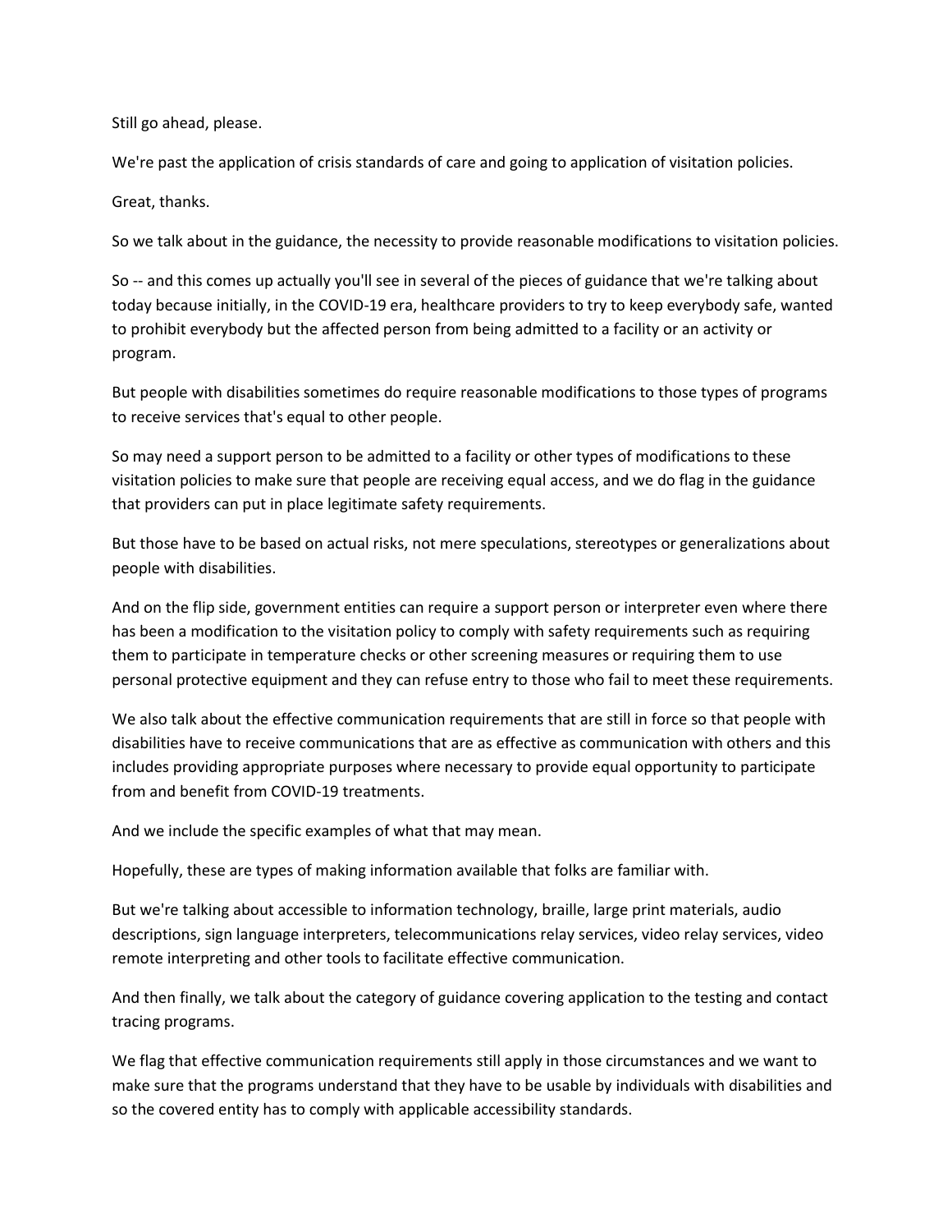Still go ahead, please.

We're past the application of crisis standards of care and going to application of visitation policies.

Great, thanks.

So we talk about in the guidance, the necessity to provide reasonable modifications to visitation policies.

So -- and this comes up actually you'll see in several of the pieces of guidance that we're talking about today because initially, in the COVID-19 era, healthcare providers to try to keep everybody safe, wanted to prohibit everybody but the affected person from being admitted to a facility or an activity or program.

But people with disabilities sometimes do require reasonable modifications to those types of programs to receive services that's equal to other people.

So may need a support person to be admitted to a facility or other types of modifications to these visitation policies to make sure that people are receiving equal access, and we do flag in the guidance that providers can put in place legitimate safety requirements.

But those have to be based on actual risks, not mere speculations, stereotypes or generalizations about people with disabilities.

And on the flip side, government entities can require a support person or interpreter even where there has been a modification to the visitation policy to comply with safety requirements such as requiring them to participate in temperature checks or other screening measures or requiring them to use personal protective equipment and they can refuse entry to those who fail to meet these requirements.

We also talk about the effective communication requirements that are still in force so that people with disabilities have to receive communications that are as effective as communication with others and this includes providing appropriate purposes where necessary to provide equal opportunity to participate from and benefit from COVID-19 treatments.

And we include the specific examples of what that may mean.

Hopefully, these are types of making information available that folks are familiar with.

But we're talking about accessible to information technology, braille, large print materials, audio descriptions, sign language interpreters, telecommunications relay services, video relay services, video remote interpreting and other tools to facilitate effective communication.

And then finally, we talk about the category of guidance covering application to the testing and contact tracing programs.

We flag that effective communication requirements still apply in those circumstances and we want to make sure that the programs understand that they have to be usable by individuals with disabilities and so the covered entity has to comply with applicable accessibility standards.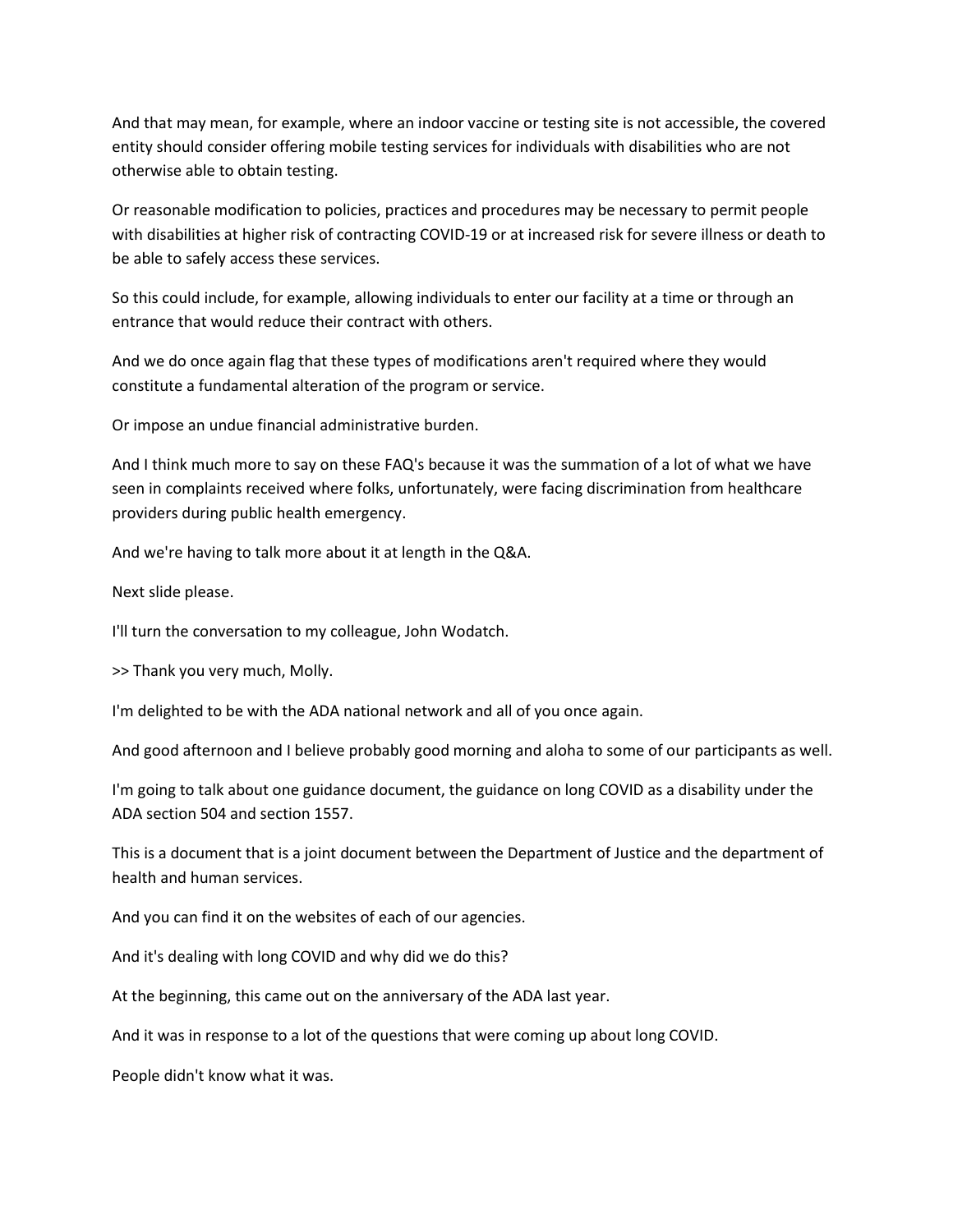And that may mean, for example, where an indoor vaccine or testing site is not accessible, the covered entity should consider offering mobile testing services for individuals with disabilities who are not otherwise able to obtain testing.

Or reasonable modification to policies, practices and procedures may be necessary to permit people with disabilities at higher risk of contracting COVID-19 or at increased risk for severe illness or death to be able to safely access these services.

So this could include, for example, allowing individuals to enter our facility at a time or through an entrance that would reduce their contract with others.

And we do once again flag that these types of modifications aren't required where they would constitute a fundamental alteration of the program or service.

Or impose an undue financial administrative burden.

And I think much more to say on these FAQ's because it was the summation of a lot of what we have seen in complaints received where folks, unfortunately, were facing discrimination from healthcare providers during public health emergency.

And we're having to talk more about it at length in the Q&A.

Next slide please.

I'll turn the conversation to my colleague, John Wodatch.

>> Thank you very much, Molly.

I'm delighted to be with the ADA national network and all of you once again.

And good afternoon and I believe probably good morning and aloha to some of our participants as well.

I'm going to talk about one guidance document, the guidance on long COVID as a disability under the ADA section 504 and section 1557.

This is a document that is a joint document between the Department of Justice and the department of health and human services.

And you can find it on the websites of each of our agencies.

And it's dealing with long COVID and why did we do this?

At the beginning, this came out on the anniversary of the ADA last year.

And it was in response to a lot of the questions that were coming up about long COVID.

People didn't know what it was.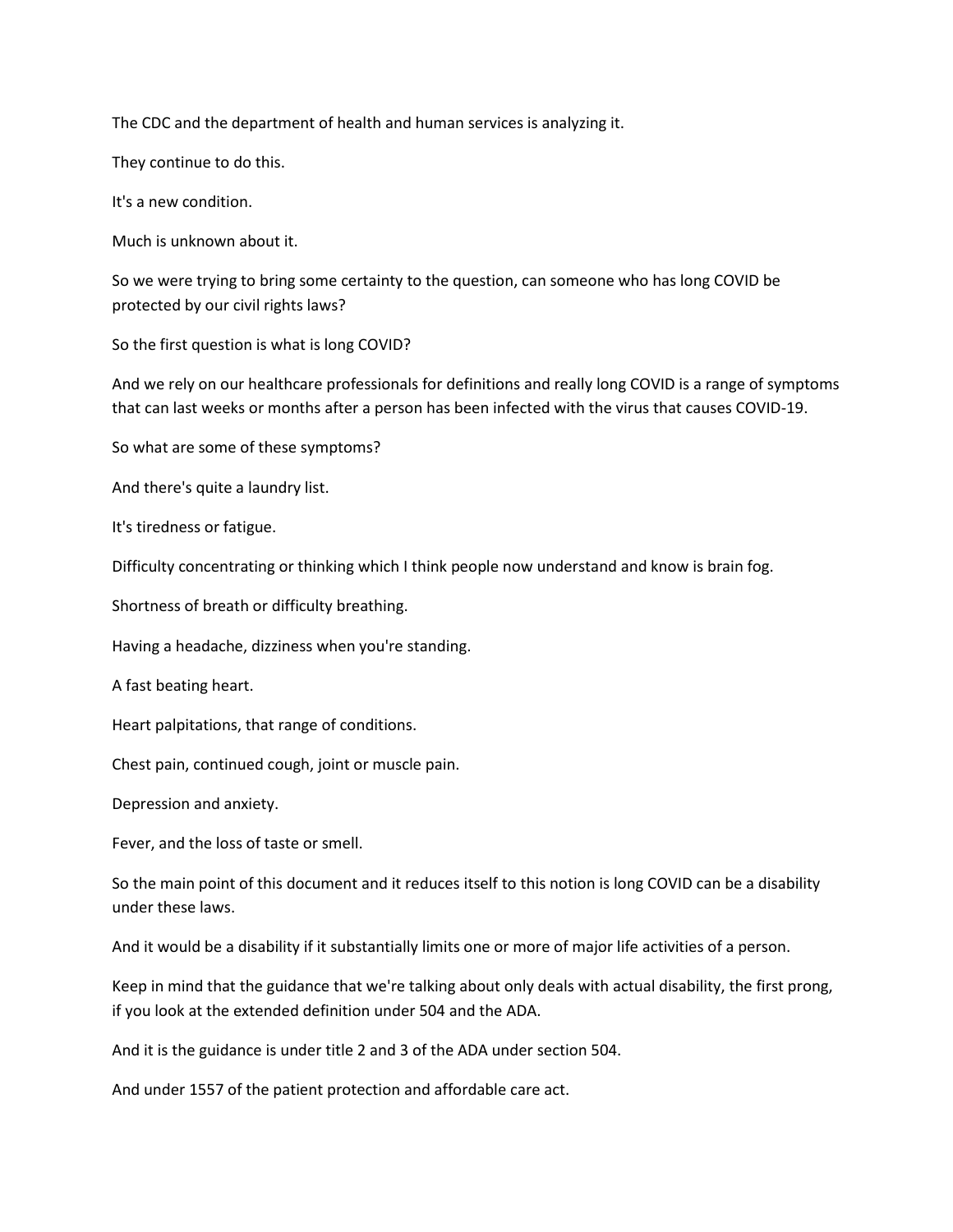The CDC and the department of health and human services is analyzing it.

They continue to do this.

It's a new condition.

Much is unknown about it.

So we were trying to bring some certainty to the question, can someone who has long COVID be protected by our civil rights laws?

So the first question is what is long COVID?

And we rely on our healthcare professionals for definitions and really long COVID is a range of symptoms that can last weeks or months after a person has been infected with the virus that causes COVID-19.

So what are some of these symptoms?

And there's quite a laundry list.

It's tiredness or fatigue.

Difficulty concentrating or thinking which I think people now understand and know is brain fog.

Shortness of breath or difficulty breathing.

Having a headache, dizziness when you're standing.

A fast beating heart.

Heart palpitations, that range of conditions.

Chest pain, continued cough, joint or muscle pain.

Depression and anxiety.

Fever, and the loss of taste or smell.

So the main point of this document and it reduces itself to this notion is long COVID can be a disability under these laws.

And it would be a disability if it substantially limits one or more of major life activities of a person.

Keep in mind that the guidance that we're talking about only deals with actual disability, the first prong, if you look at the extended definition under 504 and the ADA.

And it is the guidance is under title 2 and 3 of the ADA under section 504.

And under 1557 of the patient protection and affordable care act.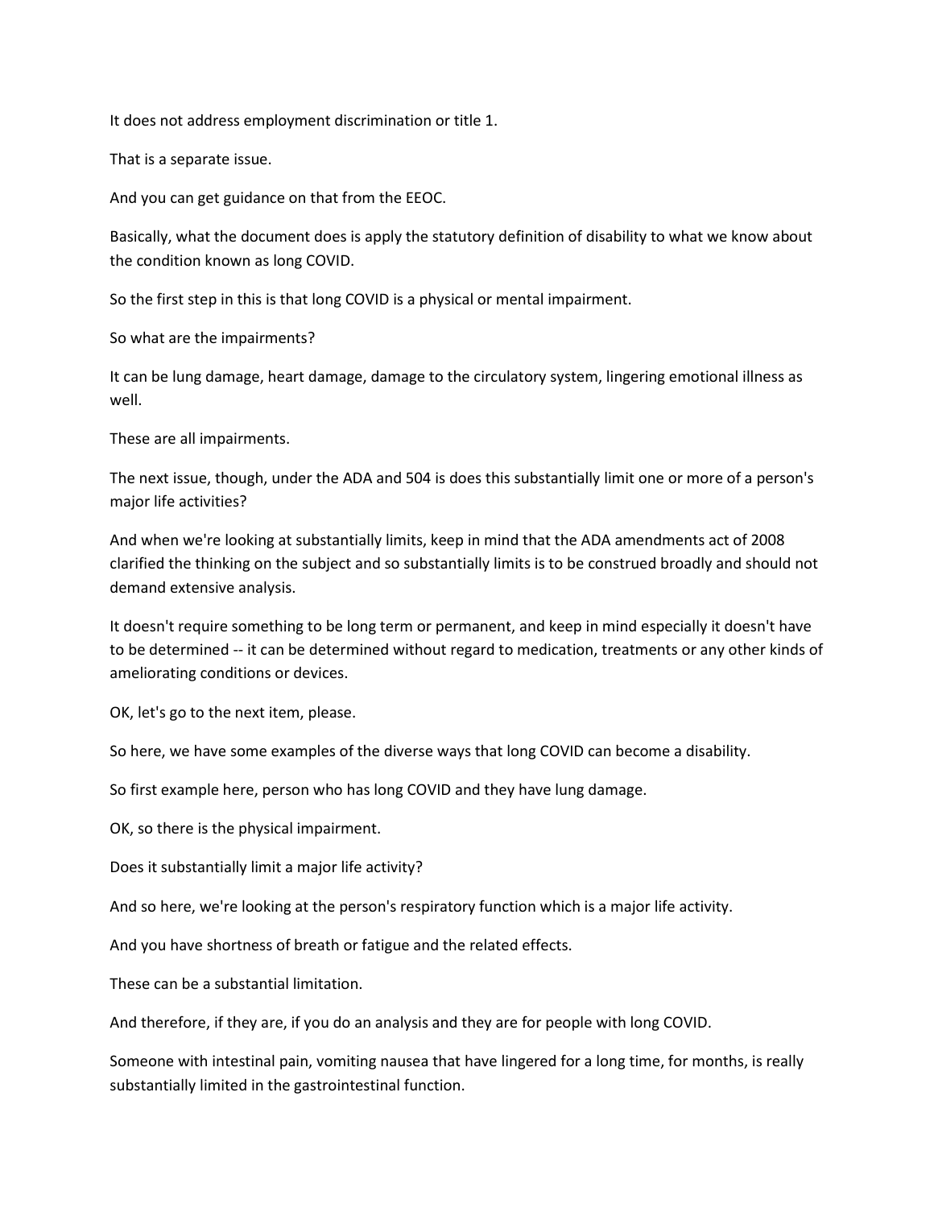It does not address employment discrimination or title 1.

That is a separate issue.

And you can get guidance on that from the EEOC.

Basically, what the document does is apply the statutory definition of disability to what we know about the condition known as long COVID.

So the first step in this is that long COVID is a physical or mental impairment.

So what are the impairments?

It can be lung damage, heart damage, damage to the circulatory system, lingering emotional illness as well.

These are all impairments.

The next issue, though, under the ADA and 504 is does this substantially limit one or more of a person's major life activities?

And when we're looking at substantially limits, keep in mind that the ADA amendments act of 2008 clarified the thinking on the subject and so substantially limits is to be construed broadly and should not demand extensive analysis.

It doesn't require something to be long term or permanent, and keep in mind especially it doesn't have to be determined -- it can be determined without regard to medication, treatments or any other kinds of ameliorating conditions or devices.

OK, let's go to the next item, please.

So here, we have some examples of the diverse ways that long COVID can become a disability.

So first example here, person who has long COVID and they have lung damage.

OK, so there is the physical impairment.

Does it substantially limit a major life activity?

And so here, we're looking at the person's respiratory function which is a major life activity.

And you have shortness of breath or fatigue and the related effects.

These can be a substantial limitation.

And therefore, if they are, if you do an analysis and they are for people with long COVID.

Someone with intestinal pain, vomiting nausea that have lingered for a long time, for months, is really substantially limited in the gastrointestinal function.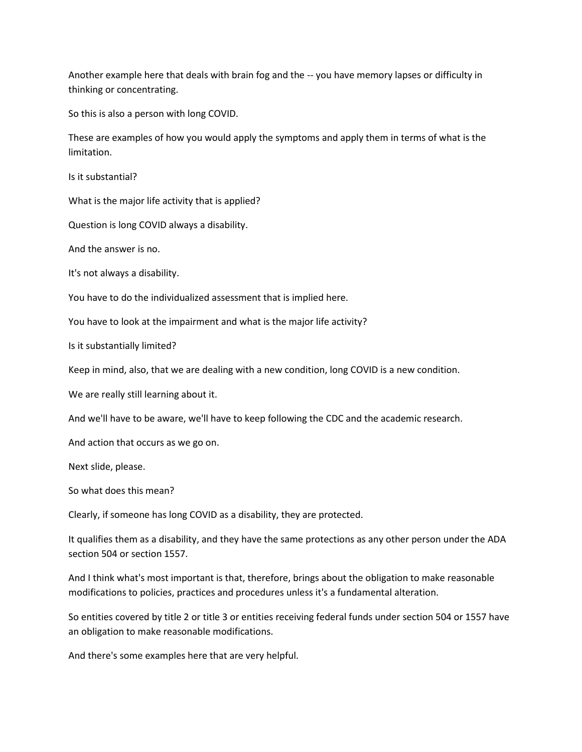Another example here that deals with brain fog and the -- you have memory lapses or difficulty in thinking or concentrating.

So this is also a person with long COVID.

These are examples of how you would apply the symptoms and apply them in terms of what is the limitation.

Is it substantial?

What is the major life activity that is applied?

Question is long COVID always a disability.

And the answer is no.

It's not always a disability.

You have to do the individualized assessment that is implied here.

You have to look at the impairment and what is the major life activity?

Is it substantially limited?

Keep in mind, also, that we are dealing with a new condition, long COVID is a new condition.

We are really still learning about it.

And we'll have to be aware, we'll have to keep following the CDC and the academic research.

And action that occurs as we go on.

Next slide, please.

So what does this mean?

Clearly, if someone has long COVID as a disability, they are protected.

It qualifies them as a disability, and they have the same protections as any other person under the ADA section 504 or section 1557.

And I think what's most important is that, therefore, brings about the obligation to make reasonable modifications to policies, practices and procedures unless it's a fundamental alteration.

So entities covered by title 2 or title 3 or entities receiving federal funds under section 504 or 1557 have an obligation to make reasonable modifications.

And there's some examples here that are very helpful.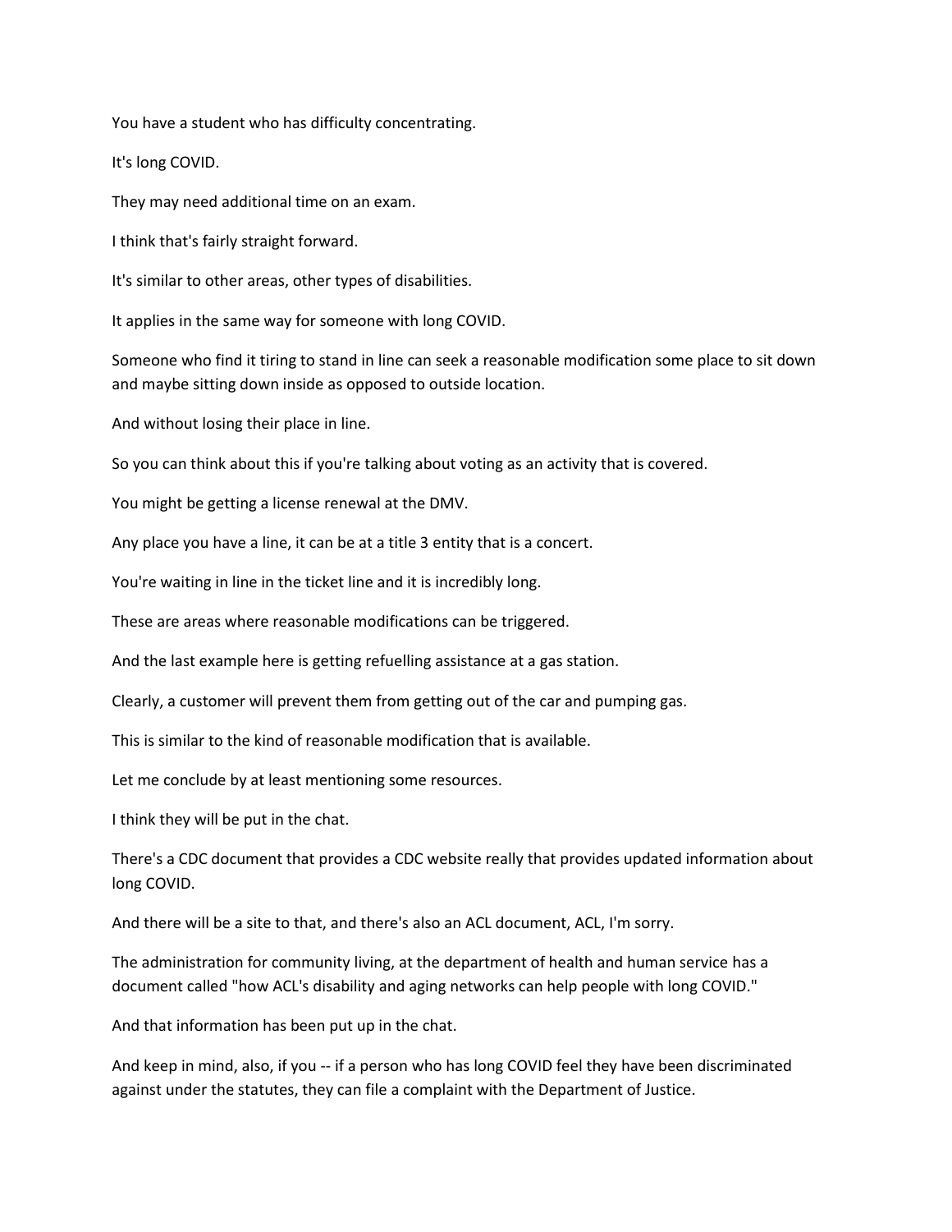You have a student who has difficulty concentrating.

It's long COVID.

They may need additional time on an exam.

I think that's fairly straight forward.

It's similar to other areas, other types of disabilities.

It applies in the same way for someone with long COVID.

Someone who find it tiring to stand in line can seek a reasonable modification some place to sit down and maybe sitting down inside as opposed to outside location.

And without losing their place in line.

So you can think about this if you're talking about voting as an activity that is covered.

You might be getting a license renewal at the DMV.

Any place you have a line, it can be at a title 3 entity that is a concert.

You're waiting in line in the ticket line and it is incredibly long.

These are areas where reasonable modifications can be triggered.

And the last example here is getting refuelling assistance at a gas station.

Clearly, a customer will prevent them from getting out of the car and pumping gas.

This is similar to the kind of reasonable modification that is available.

Let me conclude by at least mentioning some resources.

I think they will be put in the chat.

There's a CDC document that provides a CDC website really that provides updated information about long COVID.

And there will be a site to that, and there's also an ACL document, ACL, I'm sorry.

The administration for community living, at the department of health and human service has a document called "how ACL's disability and aging networks can help people with long COVID."

And that information has been put up in the chat.

And keep in mind, also, if you -- if a person who has long COVID feel they have been discriminated against under the statutes, they can file a complaint with the Department of Justice.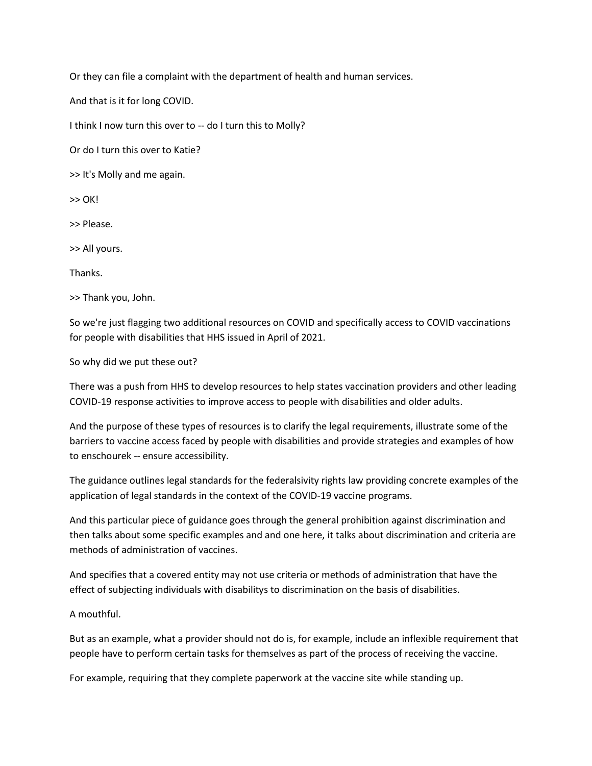Or they can file a complaint with the department of health and human services.

And that is it for long COVID.

I think I now turn this over to -- do I turn this to Molly?

Or do I turn this over to Katie?

>> It's Molly and me again.

>> OK!

>> Please.

>> All yours.

Thanks.

>> Thank you, John.

So we're just flagging two additional resources on COVID and specifically access to COVID vaccinations for people with disabilities that HHS issued in April of 2021.

So why did we put these out?

There was a push from HHS to develop resources to help states vaccination providers and other leading COVID-19 response activities to improve access to people with disabilities and older adults.

And the purpose of these types of resources is to clarify the legal requirements, illustrate some of the barriers to vaccine access faced by people with disabilities and provide strategies and examples of how to enschourek -- ensure accessibility.

The guidance outlines legal standards for the federalsivity rights law providing concrete examples of the application of legal standards in the context of the COVID-19 vaccine programs.

And this particular piece of guidance goes through the general prohibition against discrimination and then talks about some specific examples and and one here, it talks about discrimination and criteria are methods of administration of vaccines.

And specifies that a covered entity may not use criteria or methods of administration that have the effect of subjecting individuals with disabilitys to discrimination on the basis of disabilities.

A mouthful.

But as an example, what a provider should not do is, for example, include an inflexible requirement that people have to perform certain tasks for themselves as part of the process of receiving the vaccine.

For example, requiring that they complete paperwork at the vaccine site while standing up.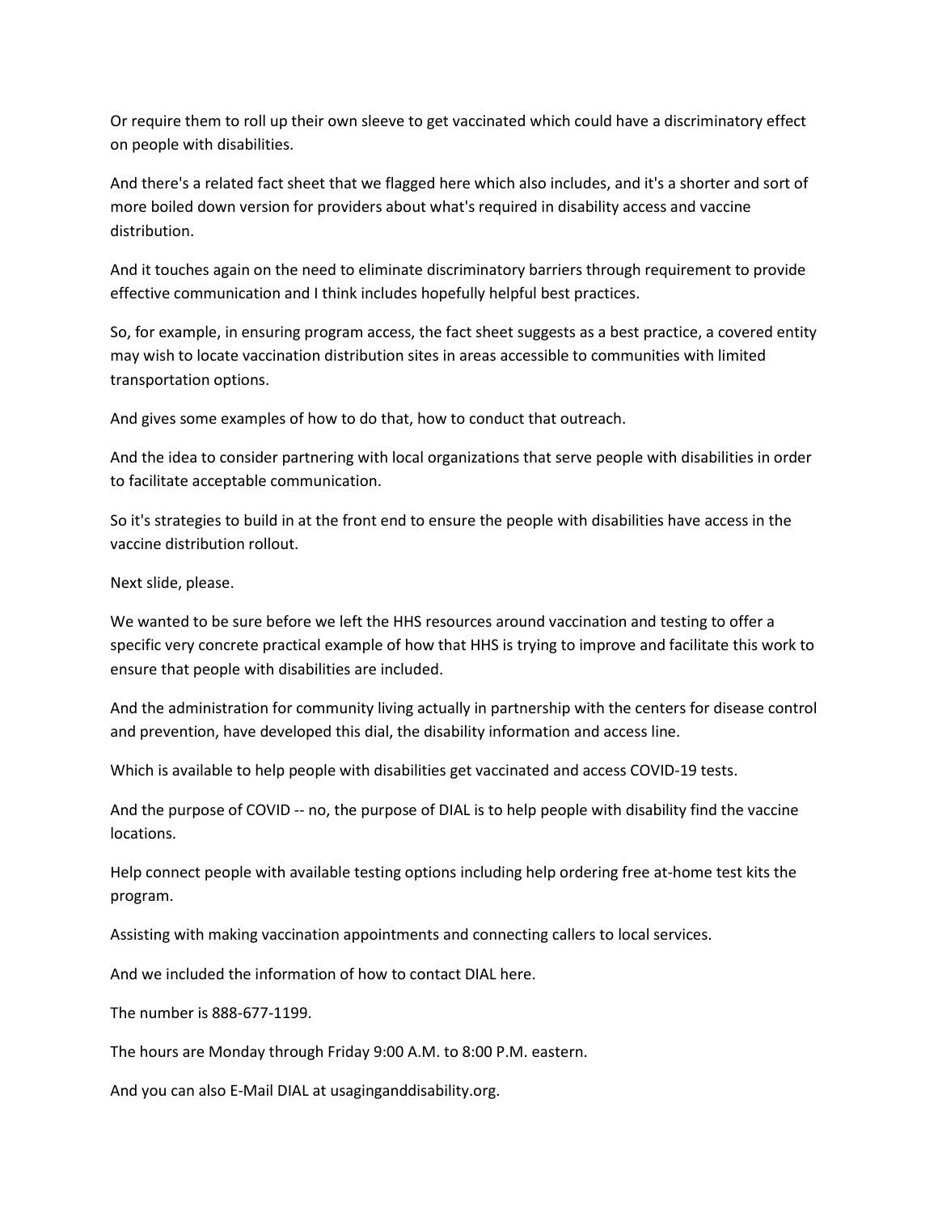Or require them to roll up their own sleeve to get vaccinated which could have a discriminatory effect on people with disabilities.

And there's a related fact sheet that we flagged here which also includes, and it's a shorter and sort of more boiled down version for providers about what's required in disability access and vaccine distribution.

And it touches again on the need to eliminate discriminatory barriers through requirement to provide effective communication and I think includes hopefully helpful best practices.

So, for example, in ensuring program access, the fact sheet suggests as a best practice, a covered entity may wish to locate vaccination distribution sites in areas accessible to communities with limited transportation options.

And gives some examples of how to do that, how to conduct that outreach.

And the idea to consider partnering with local organizations that serve people with disabilities in order to facilitate acceptable communication.

So it's strategies to build in at the front end to ensure the people with disabilities have access in the vaccine distribution rollout.

Next slide, please.

We wanted to be sure before we left the HHS resources around vaccination and testing to offer a specific very concrete practical example of how that HHS is trying to improve and facilitate this work to ensure that people with disabilities are included.

And the administration for community living actually in partnership with the centers for disease control and prevention, have developed this dial, the disability information and access line.

Which is available to help people with disabilities get vaccinated and access COVID-19 tests.

And the purpose of COVID -- no, the purpose of DIAL is to help people with disability find the vaccine locations.

Help connect people with available testing options including help ordering free at-home test kits the program.

Assisting with making vaccination appointments and connecting callers to local services.

And we included the information of how to contact DIAL here.

The number is 888-677-1199.

The hours are Monday through Friday 9:00 A.M. to 8:00 P.M. eastern.

And you can also E-Mail DIAL at usaginganddisability.org.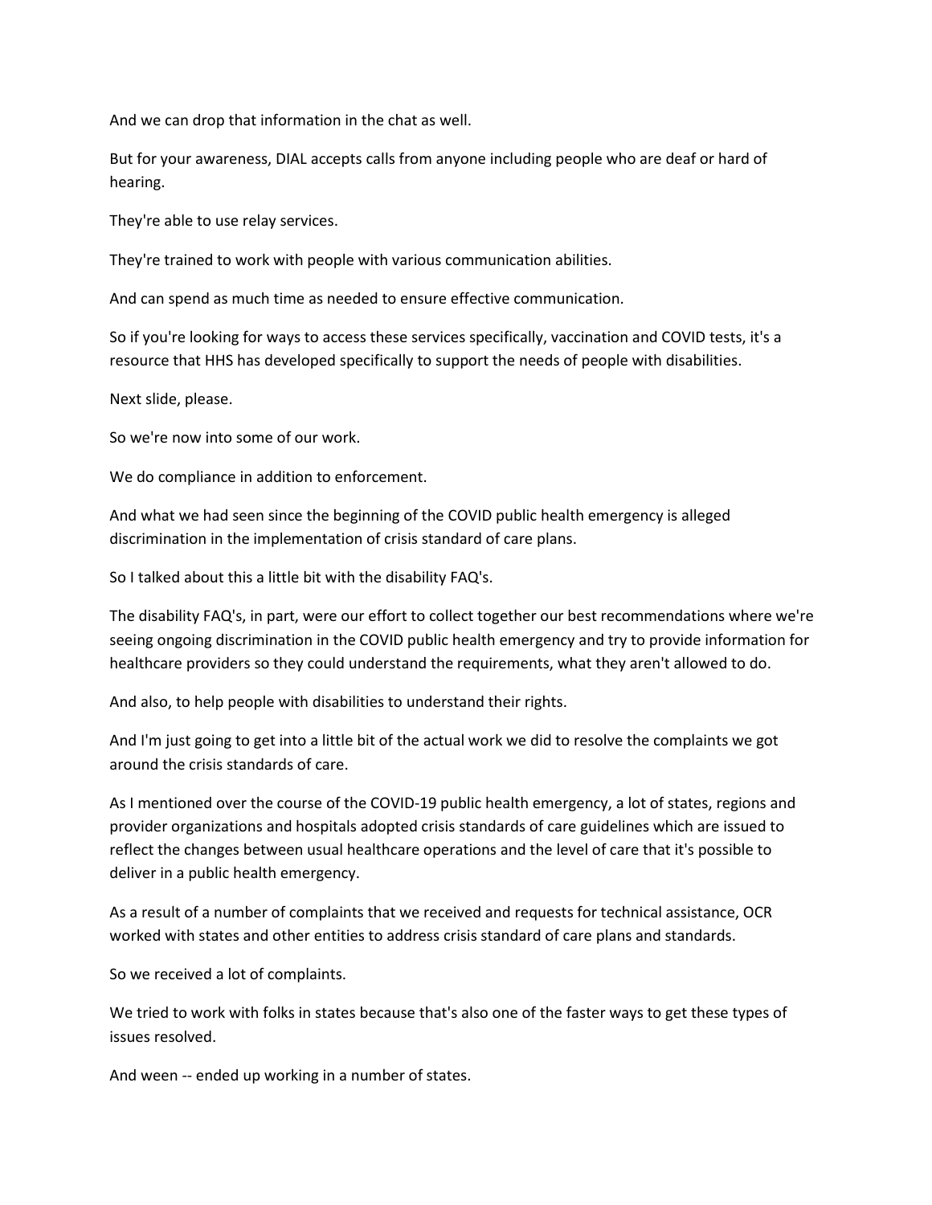And we can drop that information in the chat as well.

But for your awareness, DIAL accepts calls from anyone including people who are deaf or hard of hearing.

They're able to use relay services.

They're trained to work with people with various communication abilities.

And can spend as much time as needed to ensure effective communication.

So if you're looking for ways to access these services specifically, vaccination and COVID tests, it's a resource that HHS has developed specifically to support the needs of people with disabilities.

Next slide, please.

So we're now into some of our work.

We do compliance in addition to enforcement.

And what we had seen since the beginning of the COVID public health emergency is alleged discrimination in the implementation of crisis standard of care plans.

So I talked about this a little bit with the disability FAQ's.

The disability FAQ's, in part, were our effort to collect together our best recommendations where we're seeing ongoing discrimination in the COVID public health emergency and try to provide information for healthcare providers so they could understand the requirements, what they aren't allowed to do.

And also, to help people with disabilities to understand their rights.

And I'm just going to get into a little bit of the actual work we did to resolve the complaints we got around the crisis standards of care.

As I mentioned over the course of the COVID-19 public health emergency, a lot of states, regions and provider organizations and hospitals adopted crisis standards of care guidelines which are issued to reflect the changes between usual healthcare operations and the level of care that it's possible to deliver in a public health emergency.

As a result of a number of complaints that we received and requests for technical assistance, OCR worked with states and other entities to address crisis standard of care plans and standards.

So we received a lot of complaints.

We tried to work with folks in states because that's also one of the faster ways to get these types of issues resolved.

And ween -- ended up working in a number of states.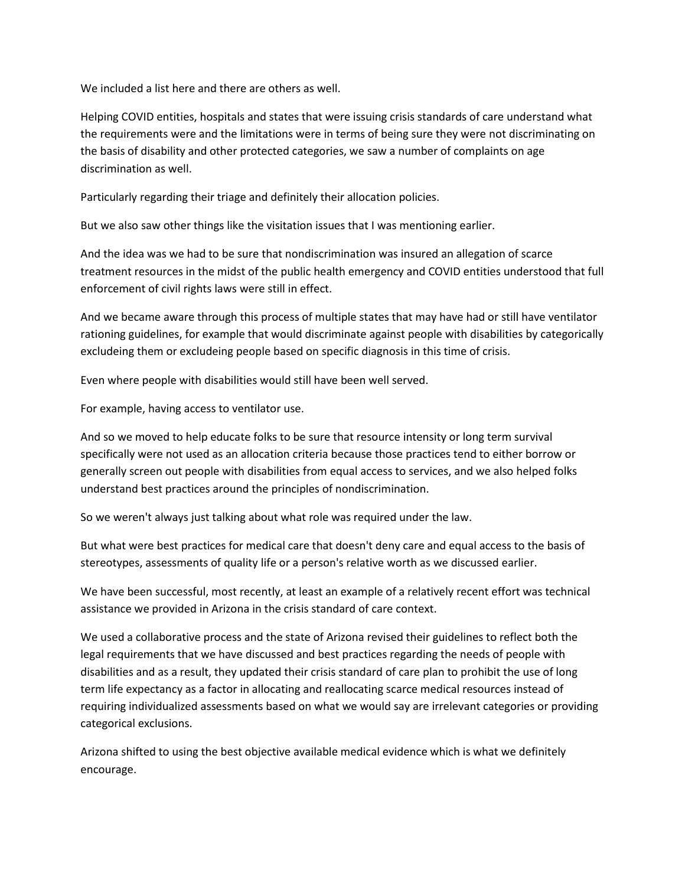We included a list here and there are others as well.

Helping COVID entities, hospitals and states that were issuing crisis standards of care understand what the requirements were and the limitations were in terms of being sure they were not discriminating on the basis of disability and other protected categories, we saw a number of complaints on age discrimination as well.

Particularly regarding their triage and definitely their allocation policies.

But we also saw other things like the visitation issues that I was mentioning earlier.

And the idea was we had to be sure that nondiscrimination was insured an allegation of scarce treatment resources in the midst of the public health emergency and COVID entities understood that full enforcement of civil rights laws were still in effect.

And we became aware through this process of multiple states that may have had or still have ventilator rationing guidelines, for example that would discriminate against people with disabilities by categorically excludeing them or excludeing people based on specific diagnosis in this time of crisis.

Even where people with disabilities would still have been well served.

For example, having access to ventilator use.

And so we moved to help educate folks to be sure that resource intensity or long term survival specifically were not used as an allocation criteria because those practices tend to either borrow or generally screen out people with disabilities from equal access to services, and we also helped folks understand best practices around the principles of nondiscrimination.

So we weren't always just talking about what role was required under the law.

But what were best practices for medical care that doesn't deny care and equal access to the basis of stereotypes, assessments of quality life or a person's relative worth as we discussed earlier.

We have been successful, most recently, at least an example of a relatively recent effort was technical assistance we provided in Arizona in the crisis standard of care context.

We used a collaborative process and the state of Arizona revised their guidelines to reflect both the legal requirements that we have discussed and best practices regarding the needs of people with disabilities and as a result, they updated their crisis standard of care plan to prohibit the use of long term life expectancy as a factor in allocating and reallocating scarce medical resources instead of requiring individualized assessments based on what we would say are irrelevant categories or providing categorical exclusions.

Arizona shifted to using the best objective available medical evidence which is what we definitely encourage.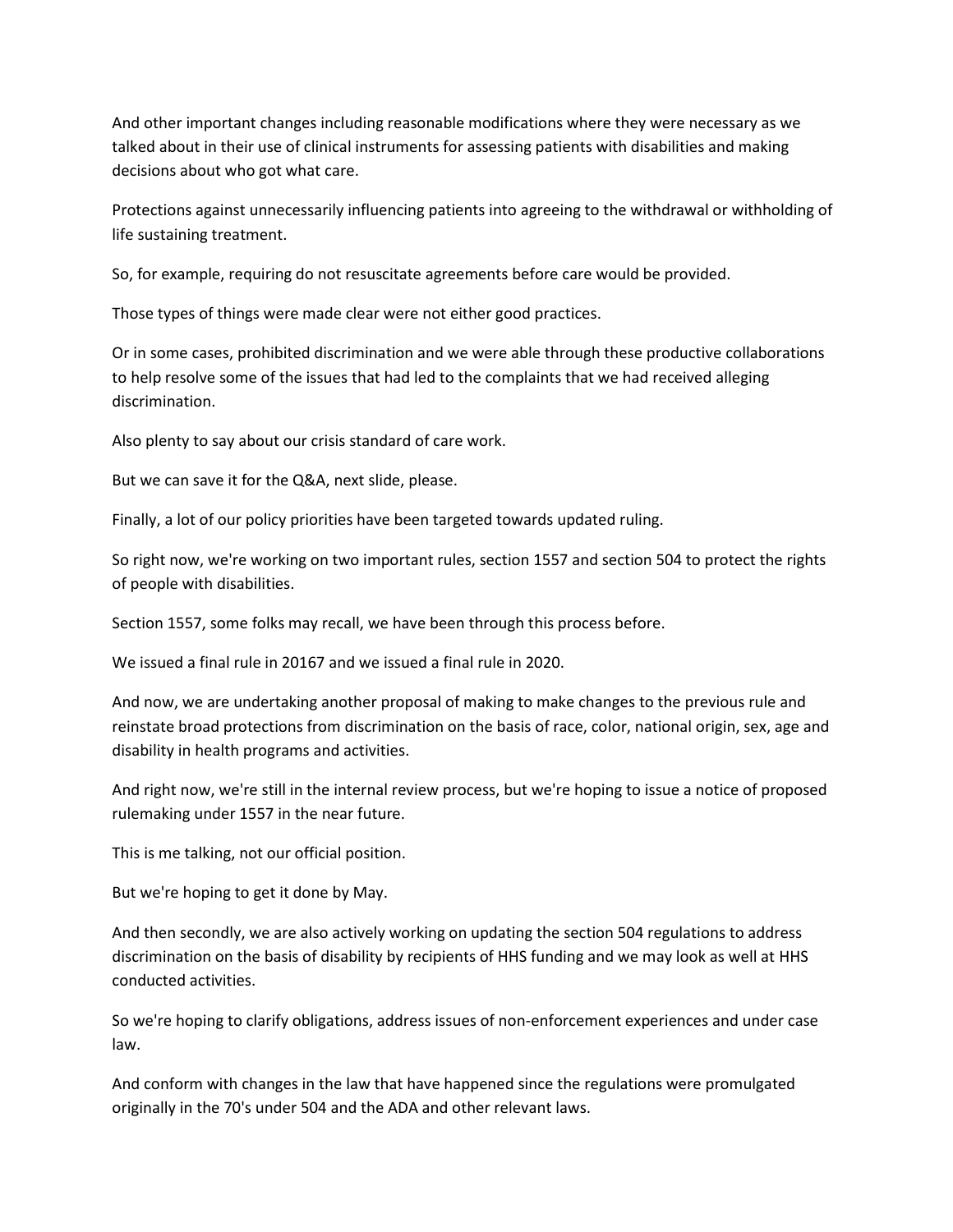And other important changes including reasonable modifications where they were necessary as we talked about in their use of clinical instruments for assessing patients with disabilities and making decisions about who got what care.

Protections against unnecessarily influencing patients into agreeing to the withdrawal or withholding of life sustaining treatment.

So, for example, requiring do not resuscitate agreements before care would be provided.

Those types of things were made clear were not either good practices.

Or in some cases, prohibited discrimination and we were able through these productive collaborations to help resolve some of the issues that had led to the complaints that we had received alleging discrimination.

Also plenty to say about our crisis standard of care work.

But we can save it for the Q&A, next slide, please.

Finally, a lot of our policy priorities have been targeted towards updated ruling.

So right now, we're working on two important rules, section 1557 and section 504 to protect the rights of people with disabilities.

Section 1557, some folks may recall, we have been through this process before.

We issued a final rule in 20167 and we issued a final rule in 2020.

And now, we are undertaking another proposal of making to make changes to the previous rule and reinstate broad protections from discrimination on the basis of race, color, national origin, sex, age and disability in health programs and activities.

And right now, we're still in the internal review process, but we're hoping to issue a notice of proposed rulemaking under 1557 in the near future.

This is me talking, not our official position.

But we're hoping to get it done by May.

And then secondly, we are also actively working on updating the section 504 regulations to address discrimination on the basis of disability by recipients of HHS funding and we may look as well at HHS conducted activities.

So we're hoping to clarify obligations, address issues of non-enforcement experiences and under case law.

And conform with changes in the law that have happened since the regulations were promulgated originally in the 70's under 504 and the ADA and other relevant laws.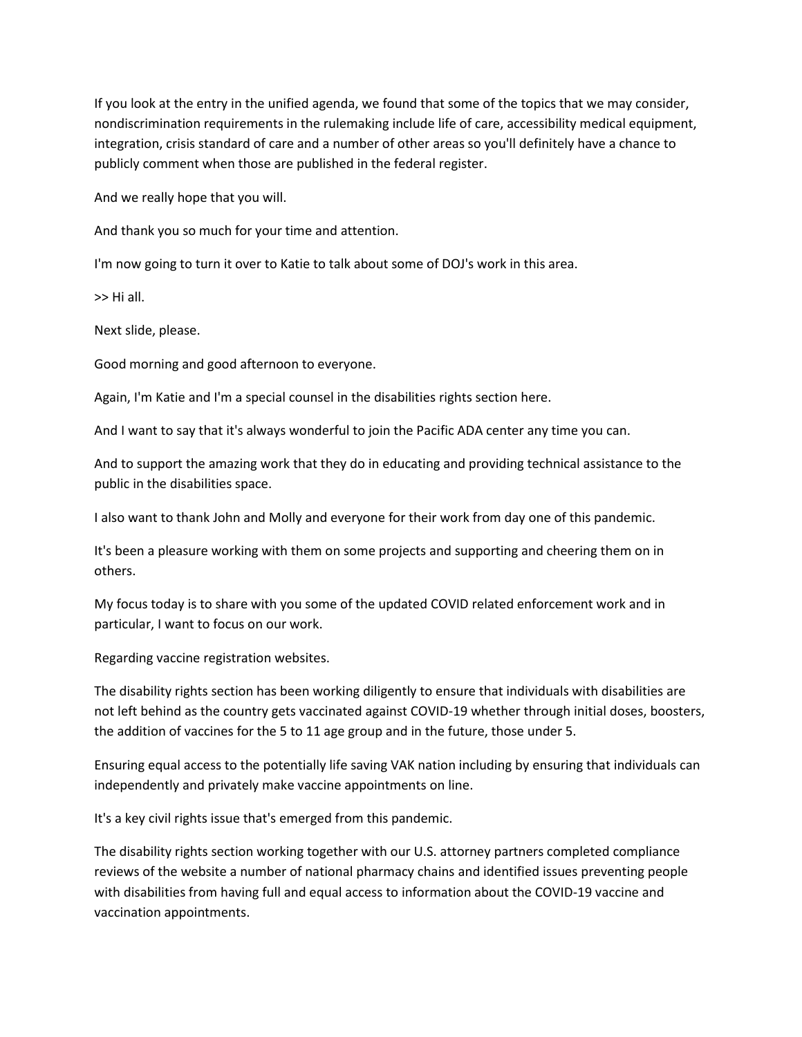If you look at the entry in the unified agenda, we found that some of the topics that we may consider, nondiscrimination requirements in the rulemaking include life of care, accessibility medical equipment, integration, crisis standard of care and a number of other areas so you'll definitely have a chance to publicly comment when those are published in the federal register.

And we really hope that you will.

And thank you so much for your time and attention.

I'm now going to turn it over to Katie to talk about some of DOJ's work in this area.

>> Hi all.

Next slide, please.

Good morning and good afternoon to everyone.

Again, I'm Katie and I'm a special counsel in the disabilities rights section here.

And I want to say that it's always wonderful to join the Pacific ADA center any time you can.

And to support the amazing work that they do in educating and providing technical assistance to the public in the disabilities space.

I also want to thank John and Molly and everyone for their work from day one of this pandemic.

It's been a pleasure working with them on some projects and supporting and cheering them on in others.

My focus today is to share with you some of the updated COVID related enforcement work and in particular, I want to focus on our work.

Regarding vaccine registration websites.

The disability rights section has been working diligently to ensure that individuals with disabilities are not left behind as the country gets vaccinated against COVID-19 whether through initial doses, boosters, the addition of vaccines for the 5 to 11 age group and in the future, those under 5.

Ensuring equal access to the potentially life saving VAK nation including by ensuring that individuals can independently and privately make vaccine appointments on line.

It's a key civil rights issue that's emerged from this pandemic.

The disability rights section working together with our U.S. attorney partners completed compliance reviews of the website a number of national pharmacy chains and identified issues preventing people with disabilities from having full and equal access to information about the COVID-19 vaccine and vaccination appointments.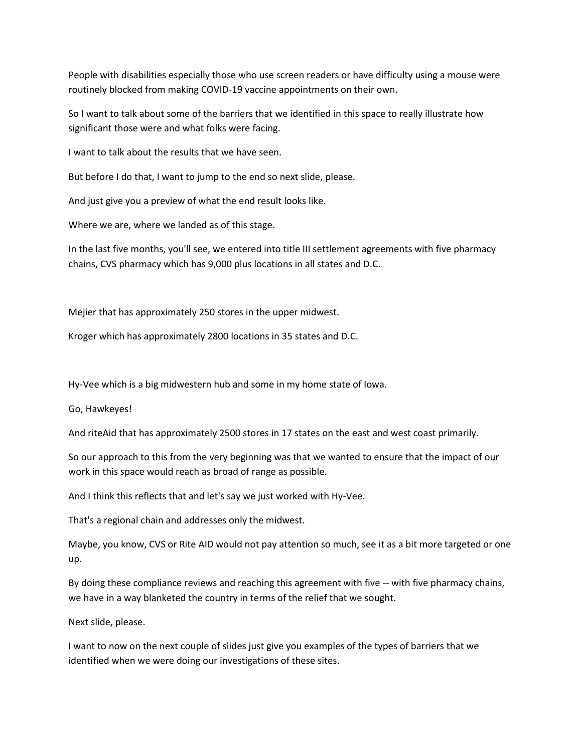People with disabilities especially those who use screen readers or have difficulty using a mouse were routinely blocked from making COVID-19 vaccine appointments on their own.

So I want to talk about some of the barriers that we identified in this space to really illustrate how significant those were and what folks were facing.

I want to talk about the results that we have seen.

But before I do that, I want to jump to the end so next slide, please.

And just give you a preview of what the end result looks like.

Where we are, where we landed as of this stage.

In the last five months, you'll see, we entered into title III settlement agreements with five pharmacy chains, CVS pharmacy which has 9,000 plus locations in all states and D.C.

Mejier that has approximately 250 stores in the upper midwest.

Kroger which has approximately 2800 locations in 35 states and D.C.

Hy-Vee which is a big midwestern hub and some in my home state of Iowa.

Go, Hawkeyes!

And riteAid that has approximately 2500 stores in 17 states on the east and west coast primarily.

So our approach to this from the very beginning was that we wanted to ensure that the impact of our work in this space would reach as broad of range as possible.

And I think this reflects that and let's say we just worked with Hy-Vee.

That's a regional chain and addresses only the midwest.

Maybe, you know, CVS or Rite AID would not pay attention so much, see it as a bit more targeted or one up.

By doing these compliance reviews and reaching this agreement with five -- with five pharmacy chains, we have in a way blanketed the country in terms of the relief that we sought.

Next slide, please.

I want to now on the next couple of slides just give you examples of the types of barriers that we identified when we were doing our investigations of these sites.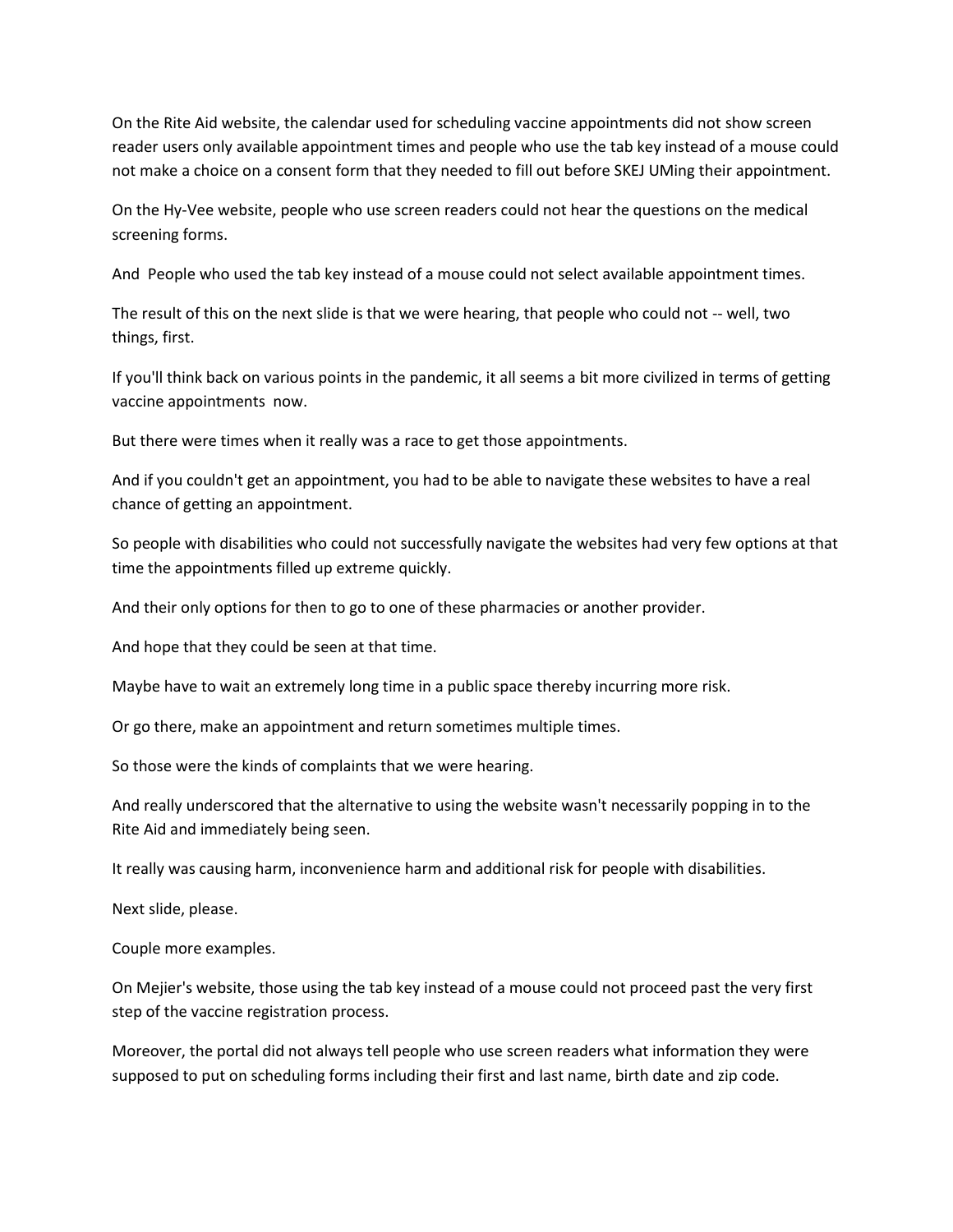On the Rite Aid website, the calendar used for scheduling vaccine appointments did not show screen reader users only available appointment times and people who use the tab key instead of a mouse could not make a choice on a consent form that they needed to fill out before SKEJ UMing their appointment.

On the Hy-Vee website, people who use screen readers could not hear the questions on the medical screening forms.

And  People who used the tab key instead of a mouse could not select available appointment times.

The result of this on the next slide is that we were hearing, that people who could not -- well, two things, first.

If you'll think back on various points in the pandemic, it all seems a bit more civilized in terms of getting vaccine appointments  now.

But there were times when it really was a race to get those appointments.

And if you couldn't get an appointment, you had to be able to navigate these websites to have a real chance of getting an appointment.

So people with disabilities who could not successfully navigate the websites had very few options at that time the appointments filled up extreme quickly.

And their only options for then to go to one of these pharmacies or another provider.

And hope that they could be seen at that time.

Maybe have to wait an extremely long time in a public space thereby incurring more risk.

Or go there, make an appointment and return sometimes multiple times.

So those were the kinds of complaints that we were hearing.

And really underscored that the alternative to using the website wasn't necessarily popping in to the Rite Aid and immediately being seen.

It really was causing harm, inconvenience harm and additional risk for people with disabilities.

Next slide, please.

Couple more examples.

On Mejier's website, those using the tab key instead of a mouse could not proceed past the very first step of the vaccine registration process.

Moreover, the portal did not always tell people who use screen readers what information they were supposed to put on scheduling forms including their first and last name, birth date and zip code.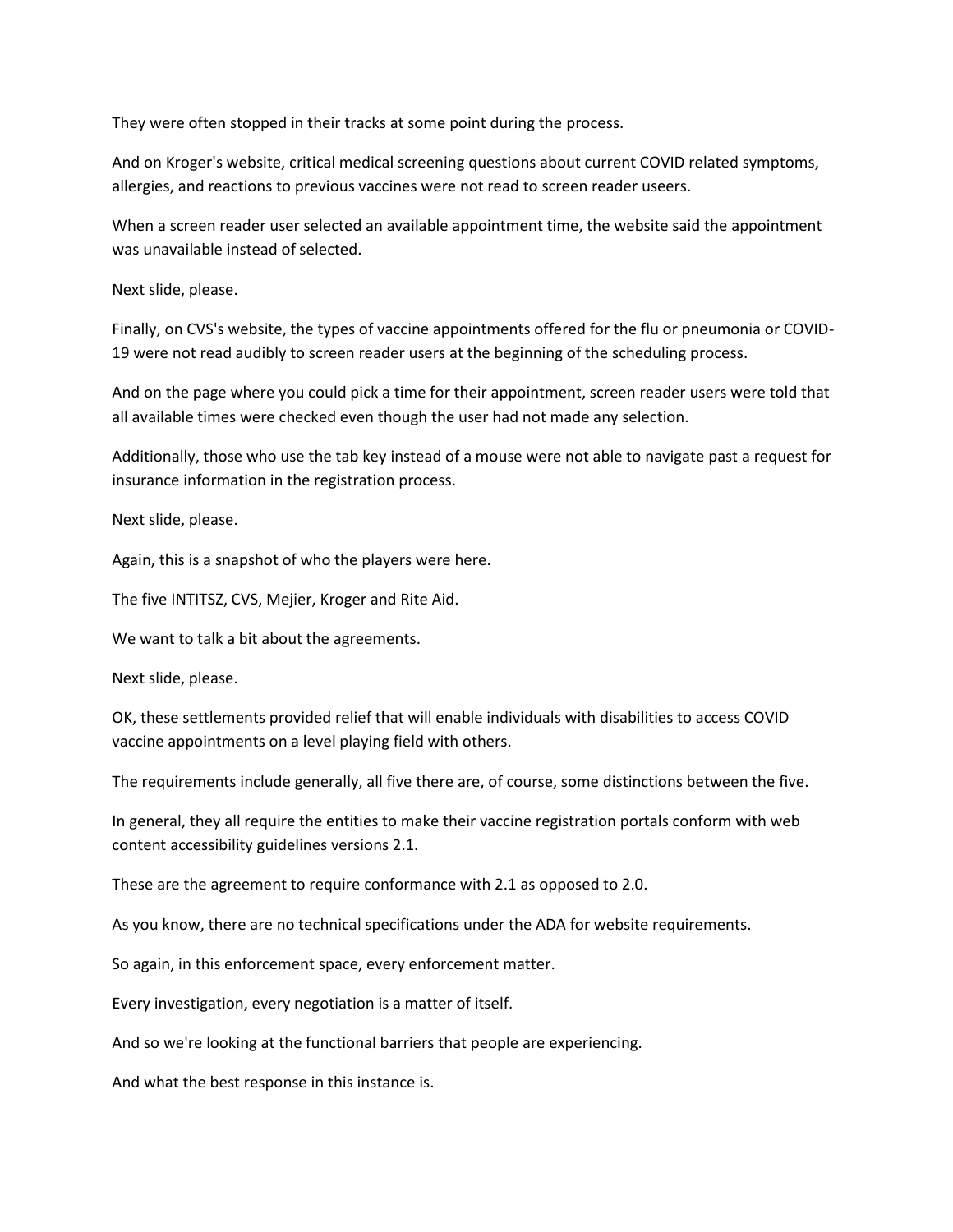They were often stopped in their tracks at some point during the process.

And on Kroger's website, critical medical screening questions about current COVID related symptoms, allergies, and reactions to previous vaccines were not read to screen reader useers.

When a screen reader user selected an available appointment time, the website said the appointment was unavailable instead of selected.

Next slide, please.

Finally, on CVS's website, the types of vaccine appointments offered for the flu or pneumonia or COVID-19 were not read audibly to screen reader users at the beginning of the scheduling process.

And on the page where you could pick a time for their appointment, screen reader users were told that all available times were checked even though the user had not made any selection.

Additionally, those who use the tab key instead of a mouse were not able to navigate past a request for insurance information in the registration process.

Next slide, please.

Again, this is a snapshot of who the players were here.

The five INTITSZ, CVS, Mejier, Kroger and Rite Aid.

We want to talk a bit about the agreements.

Next slide, please.

OK, these settlements provided relief that will enable individuals with disabilities to access COVID vaccine appointments on a level playing field with others.

The requirements include generally, all five there are, of course, some distinctions between the five.

In general, they all require the entities to make their vaccine registration portals conform with web content accessibility guidelines versions 2.1.

These are the agreement to require conformance with 2.1 as opposed to 2.0.

As you know, there are no technical specifications under the ADA for website requirements.

So again, in this enforcement space, every enforcement matter.

Every investigation, every negotiation is a matter of itself.

And so we're looking at the functional barriers that people are experiencing.

And what the best response in this instance is.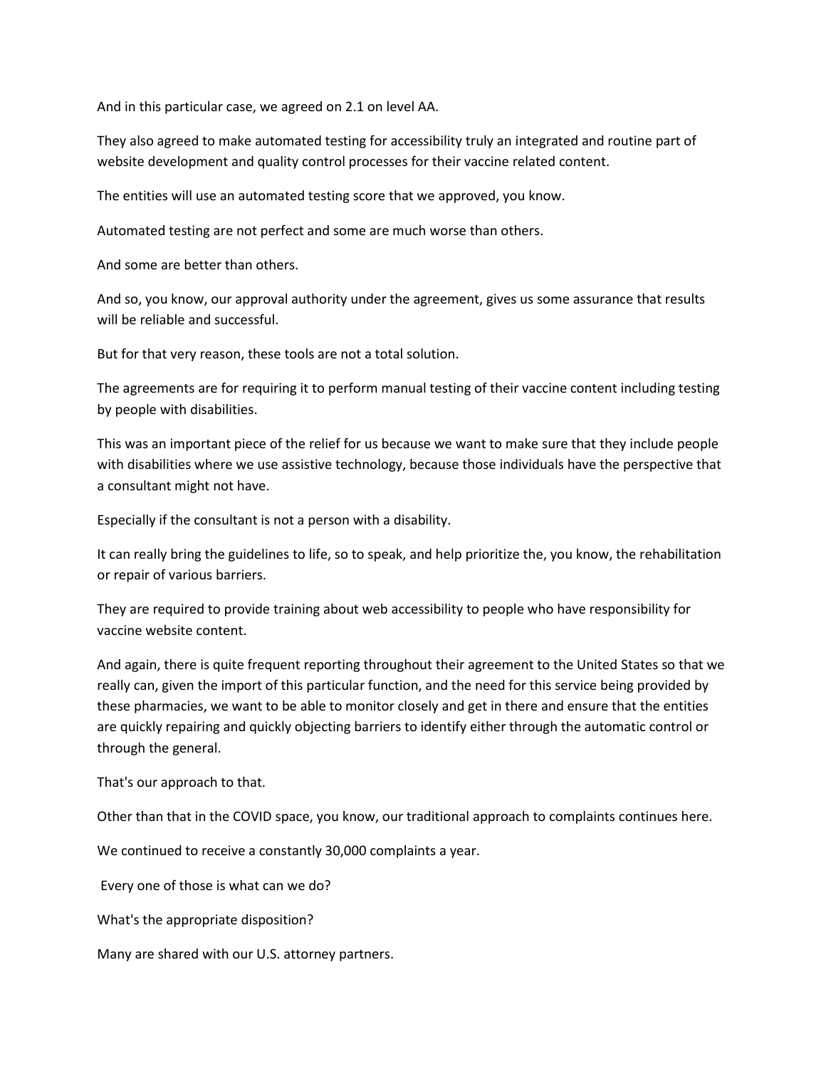And in this particular case, we agreed on 2.1 on level AA.

They also agreed to make automated testing for accessibility truly an integrated and routine part of website development and quality control processes for their vaccine related content.

The entities will use an automated testing score that we approved, you know.

Automated testing are not perfect and some are much worse than others.

And some are better than others.

And so, you know, our approval authority under the agreement, gives us some assurance that results will be reliable and successful.

But for that very reason, these tools are not a total solution.

The agreements are for requiring it to perform manual testing of their vaccine content including testing by people with disabilities.

This was an important piece of the relief for us because we want to make sure that they include people with disabilities where we use assistive technology, because those individuals have the perspective that a consultant might not have.

Especially if the consultant is not a person with a disability.

It can really bring the guidelines to life, so to speak, and help prioritize the, you know, the rehabilitation or repair of various barriers.

They are required to provide training about web accessibility to people who have responsibility for vaccine website content.

And again, there is quite frequent reporting throughout their agreement to the United States so that we really can, given the import of this particular function, and the need for this service being provided by these pharmacies, we want to be able to monitor closely and get in there and ensure that the entities are quickly repairing and quickly objecting barriers to identify either through the automatic control or through the general.

That's our approach to that.

Other than that in the COVID space, you know, our traditional approach to complaints continues here.

We continued to receive a constantly 30,000 complaints a year.

Every one of those is what can we do?

What's the appropriate disposition?

Many are shared with our U.S. attorney partners.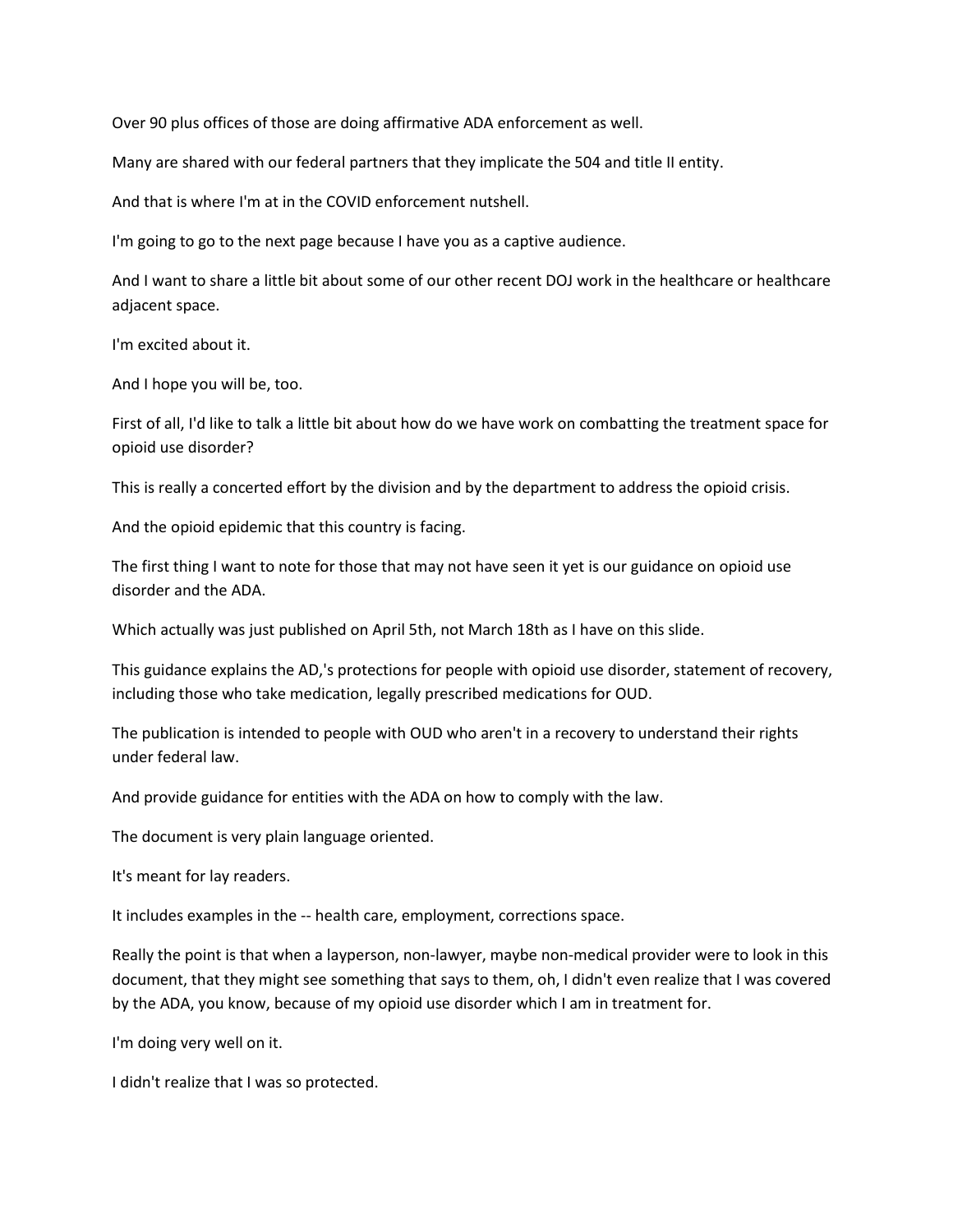Over 90 plus offices of those are doing affirmative ADA enforcement as well.

Many are shared with our federal partners that they implicate the 504 and title II entity.

And that is where I'm at in the COVID enforcement nutshell.

I'm going to go to the next page because I have you as a captive audience.

And I want to share a little bit about some of our other recent DOJ work in the healthcare or healthcare adjacent space.

I'm excited about it.

And I hope you will be, too.

First of all, I'd like to talk a little bit about how do we have work on combatting the treatment space for opioid use disorder?

This is really a concerted effort by the division and by the department to address the opioid crisis.

And the opioid epidemic that this country is facing.

The first thing I want to note for those that may not have seen it yet is our guidance on opioid use disorder and the ADA.

Which actually was just published on April 5th, not March 18th as I have on this slide.

This guidance explains the AD,'s protections for people with opioid use disorder, statement of recovery, including those who take medication, legally prescribed medications for OUD.

The publication is intended to people with OUD who aren't in a recovery to understand their rights under federal law.

And provide guidance for entities with the ADA on how to comply with the law.

The document is very plain language oriented.

It's meant for lay readers.

It includes examples in the -- health care, employment, corrections space.

Really the point is that when a layperson, non-lawyer, maybe non-medical provider were to look in this document, that they might see something that says to them, oh, I didn't even realize that I was covered by the ADA, you know, because of my opioid use disorder which I am in treatment for.

I'm doing very well on it.

I didn't realize that I was so protected.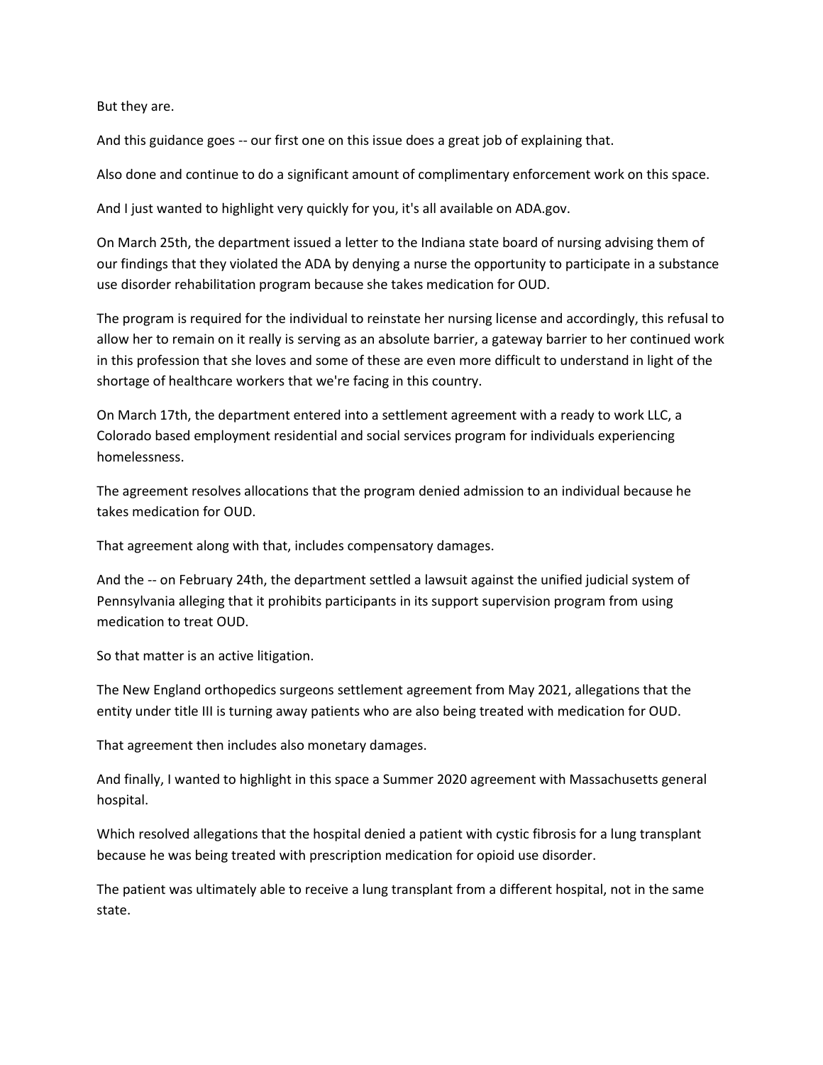But they are.

And this guidance goes -- our first one on this issue does a great job of explaining that.

Also done and continue to do a significant amount of complimentary enforcement work on this space.

And I just wanted to highlight very quickly for you, it's all available on ADA.gov.

On March 25th, the department issued a letter to the Indiana state board of nursing advising them of our findings that they violated the ADA by denying a nurse the opportunity to participate in a substance use disorder rehabilitation program because she takes medication for OUD.

The program is required for the individual to reinstate her nursing license and accordingly, this refusal to allow her to remain on it really is serving as an absolute barrier, a gateway barrier to her continued work in this profession that she loves and some of these are even more difficult to understand in light of the shortage of healthcare workers that we're facing in this country.

On March 17th, the department entered into a settlement agreement with a ready to work LLC, a Colorado based employment residential and social services program for individuals experiencing homelessness.

The agreement resolves allocations that the program denied admission to an individual because he takes medication for OUD.

That agreement along with that, includes compensatory damages.

And the -- on February 24th, the department settled a lawsuit against the unified judicial system of Pennsylvania alleging that it prohibits participants in its support supervision program from using medication to treat OUD.

So that matter is an active litigation.

The New England orthopedics surgeons settlement agreement from May 2021, allegations that the entity under title III is turning away patients who are also being treated with medication for OUD.

That agreement then includes also monetary damages.

And finally, I wanted to highlight in this space a Summer 2020 agreement with Massachusetts general hospital.

Which resolved allegations that the hospital denied a patient with cystic fibrosis for a lung transplant because he was being treated with prescription medication for opioid use disorder.

The patient was ultimately able to receive a lung transplant from a different hospital, not in the same state.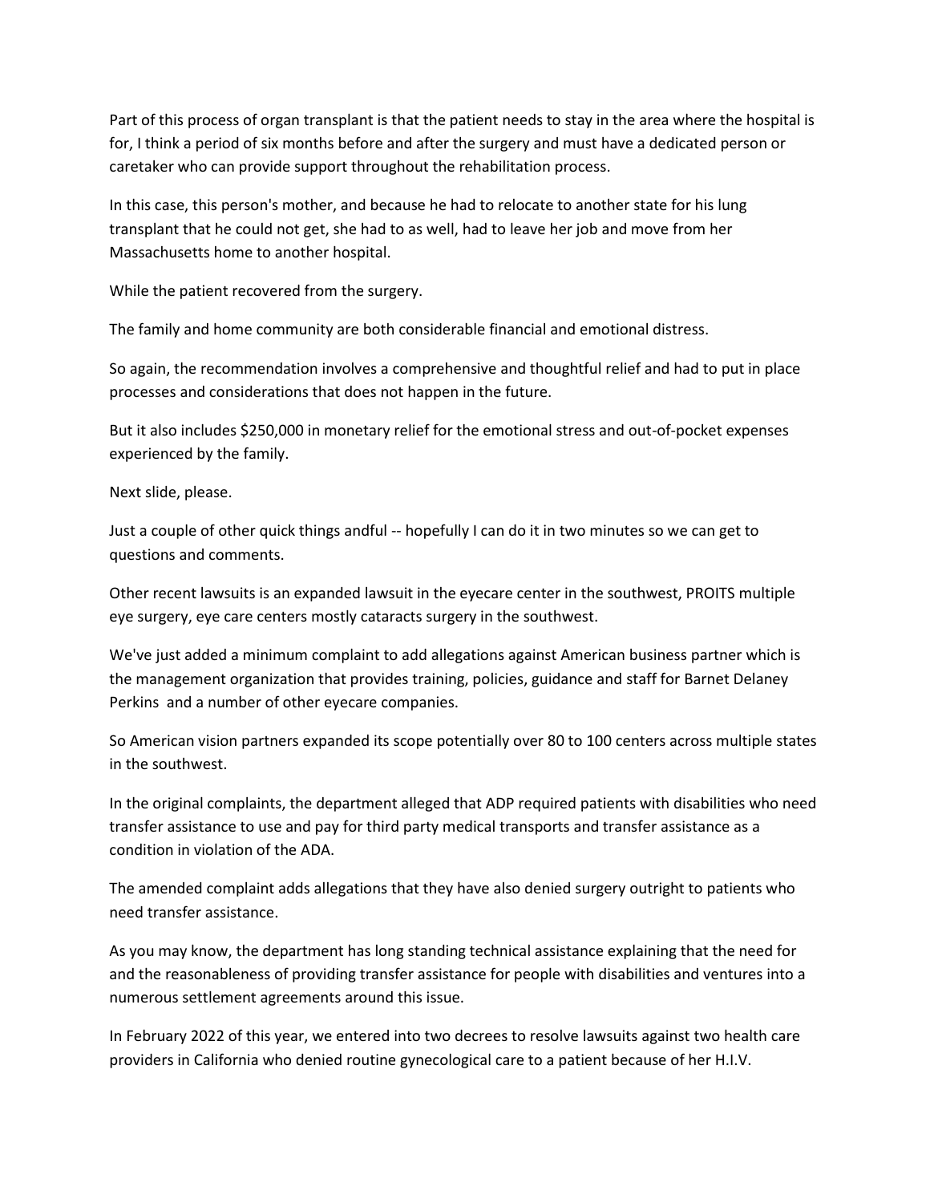Part of this process of organ transplant is that the patient needs to stay in the area where the hospital is for, I think a period of six months before and after the surgery and must have a dedicated person or caretaker who can provide support throughout the rehabilitation process.

In this case, this person's mother, and because he had to relocate to another state for his lung transplant that he could not get, she had to as well, had to leave her job and move from her Massachusetts home to another hospital.

While the patient recovered from the surgery.

The family and home community are both considerable financial and emotional distress.

So again, the recommendation involves a comprehensive and thoughtful relief and had to put in place processes and considerations that does not happen in the future.

But it also includes $250,000 in monetary relief for the emotional stress and out-of-pocket expenses experienced by the family.

Next slide, please.

Just a couple of other quick things andful -- hopefully I can do it in two minutes so we can get to questions and comments.

Other recent lawsuits is an expanded lawsuit in the eyecare center in the southwest, PROITS multiple eye surgery, eye care centers mostly cataracts surgery in the southwest.

We've just added a minimum complaint to add allegations against American business partner which is the management organization that provides training, policies, guidance and staff for Barnet Delaney Perkins and a number of other eyecare companies.

So American vision partners expanded its scope potentially over 80 to 100 centers across multiple states in the southwest.

In the original complaints, the department alleged that ADP required patients with disabilities who need transfer assistance to use and pay for third party medical transports and transfer assistance as a condition in violation of the ADA.

The amended complaint adds allegations that they have also denied surgery outright to patients who need transfer assistance.

As you may know, the department has long standing technical assistance explaining that the need for and the reasonableness of providing transfer assistance for people with disabilities and ventures into a numerous settlement agreements around this issue.

In February 2022 of this year, we entered into two decrees to resolve lawsuits against two health care providers in California who denied routine gynecological care to a patient because of her H.I.V.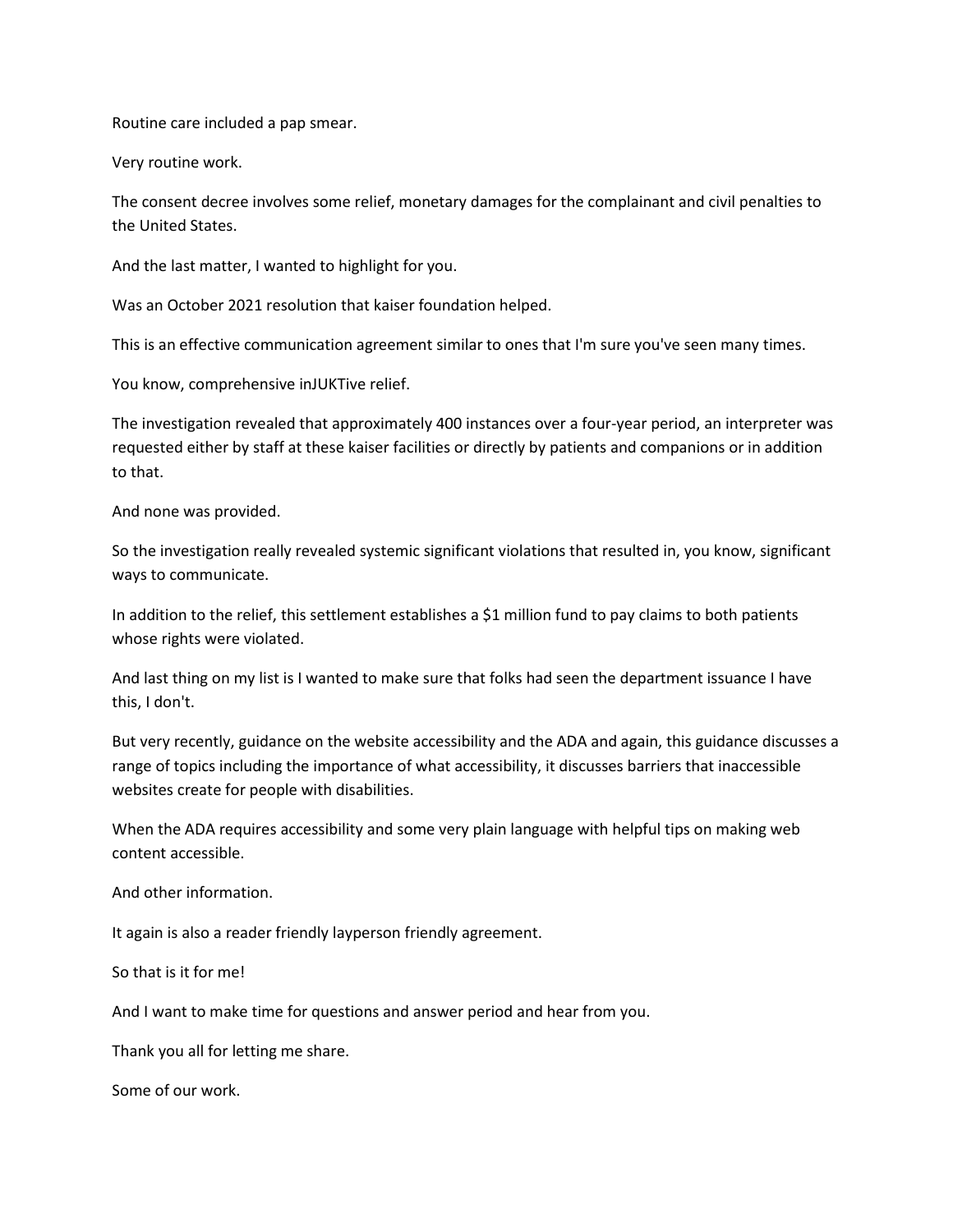Routine care included a pap smear.

Very routine work.

The consent decree involves some relief, monetary damages for the complainant and civil penalties to the United States.

And the last matter, I wanted to highlight for you.

Was an October 2021 resolution that kaiser foundation helped.

This is an effective communication agreement similar to ones that I'm sure you've seen many times.

You know, comprehensive inJUKTive relief.

The investigation revealed that approximately 400 instances over a four-year period, an interpreter was requested either by staff at these kaiser facilities or directly by patients and companions or in addition to that.

And none was provided.

So the investigation really revealed systemic significant violations that resulted in, you know, significant ways to communicate.

In addition to the relief, this settlement establishes a $1 million fund to pay claims to both patients whose rights were violated.

And last thing on my list is I wanted to make sure that folks had seen the department issuance I have this, I don't.

But very recently, guidance on the website accessibility and the ADA and again, this guidance discusses a range of topics including the importance of what accessibility, it discusses barriers that inaccessible websites create for people with disabilities.

When the ADA requires accessibility and some very plain language with helpful tips on making web content accessible.

And other information.

It again is also a reader friendly layperson friendly agreement.

So that is it for me!

And I want to make time for questions and answer period and hear from you.

Thank you all for letting me share.

Some of our work.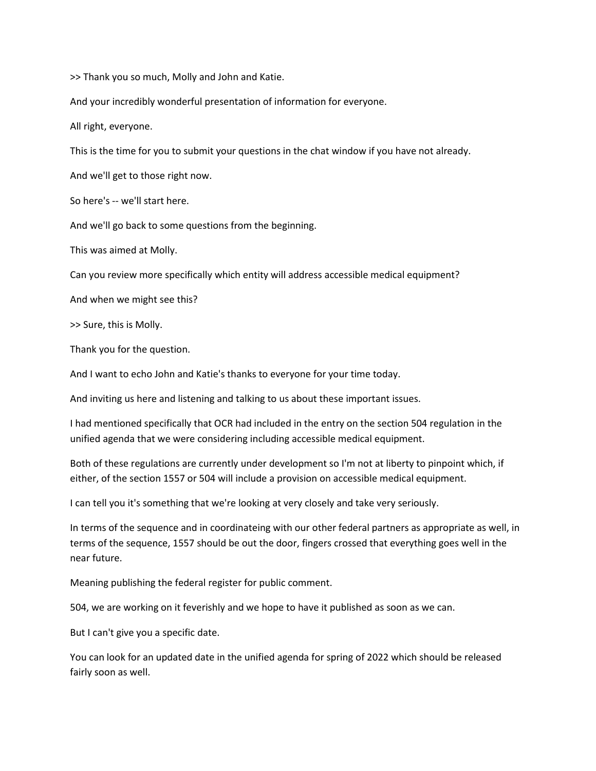>> Thank you so much, Molly and John and Katie.

And your incredibly wonderful presentation of information for everyone.

All right, everyone.

This is the time for you to submit your questions in the chat window if you have not already.

And we'll get to those right now.

So here's -- we'll start here.

And we'll go back to some questions from the beginning.

This was aimed at Molly.

Can you review more specifically which entity will address accessible medical equipment?

And when we might see this?

>> Sure, this is Molly.

Thank you for the question.

And I want to echo John and Katie's thanks to everyone for your time today.

And inviting us here and listening and talking to us about these important issues.

I had mentioned specifically that OCR had included in the entry on the section 504 regulation in the unified agenda that we were considering including accessible medical equipment.

Both of these regulations are currently under development so I'm not at liberty to pinpoint which, if either, of the section 1557 or 504 will include a provision on accessible medical equipment.

I can tell you it's something that we're looking at very closely and take very seriously.

In terms of the sequence and in coordinateing with our other federal partners as appropriate as well, in terms of the sequence, 1557 should be out the door, fingers crossed that everything goes well in the near future.

Meaning publishing the federal register for public comment.

504, we are working on it feverishly and we hope to have it published as soon as we can.

But I can't give you a specific date.

You can look for an updated date in the unified agenda for spring of 2022 which should be released fairly soon as well.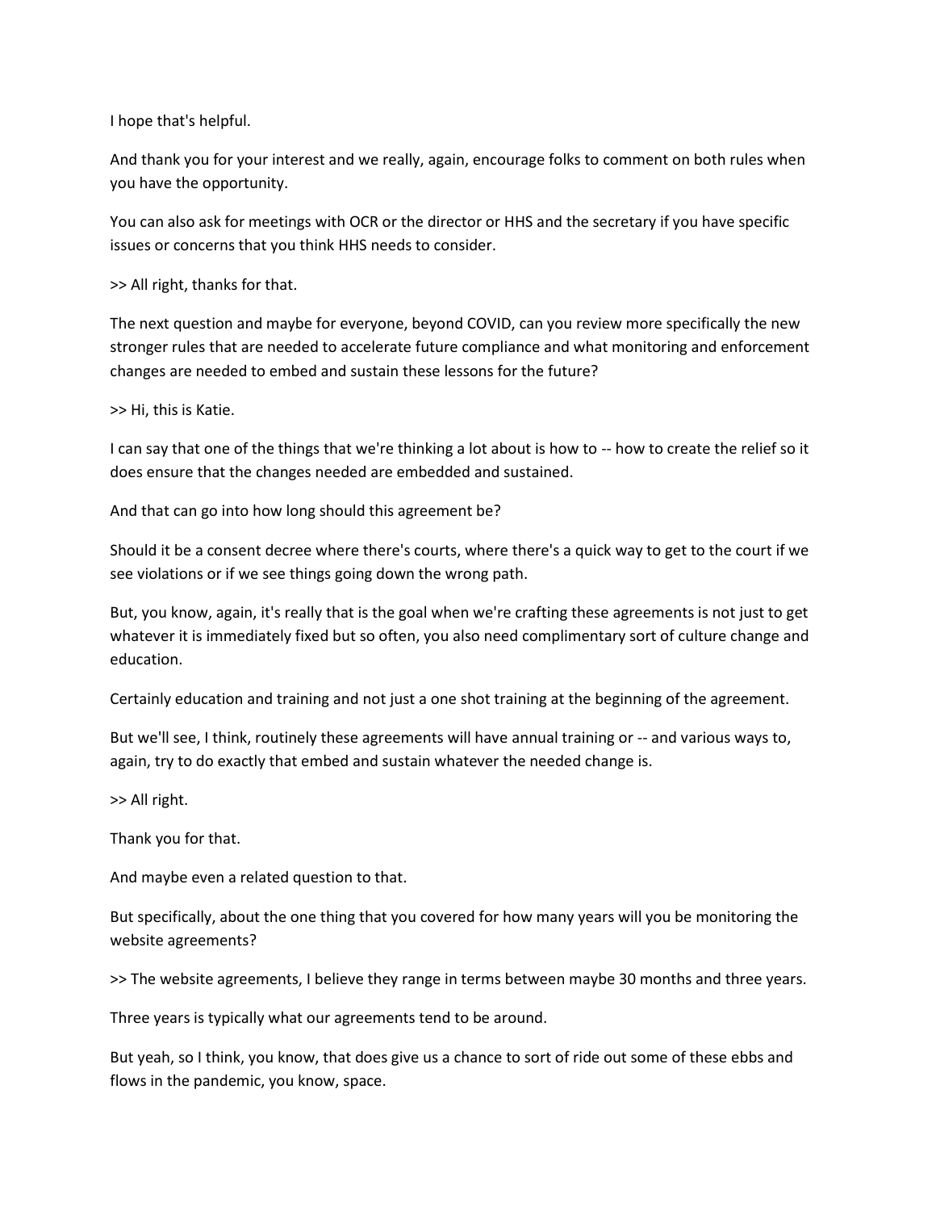I hope that's helpful.

And thank you for your interest and we really, again, encourage folks to comment on both rules when you have the opportunity.

You can also ask for meetings with OCR or the director or HHS and the secretary if you have specific issues or concerns that you think HHS needs to consider.

>> All right, thanks for that.

The next question and maybe for everyone, beyond COVID, can you review more specifically the new stronger rules that are needed to accelerate future compliance and what monitoring and enforcement changes are needed to embed and sustain these lessons for the future?

>> Hi, this is Katie.

I can say that one of the things that we're thinking a lot about is how to -- how to create the relief so it does ensure that the changes needed are embedded and sustained.

And that can go into how long should this agreement be?

Should it be a consent decree where there's courts, where there's a quick way to get to the court if we see violations or if we see things going down the wrong path.

But, you know, again, it's really that is the goal when we're crafting these agreements is not just to get whatever it is immediately fixed but so often, you also need complimentary sort of culture change and education.

Certainly education and training and not just a one shot training at the beginning of the agreement.

But we'll see, I think, routinely these agreements will have annual training or -- and various ways to, again, try to do exactly that embed and sustain whatever the needed change is.

>> All right.

Thank you for that.

And maybe even a related question to that.

But specifically, about the one thing that you covered for how many years will you be monitoring the website agreements?

>> The website agreements, I believe they range in terms between maybe 30 months and three years.

Three years is typically what our agreements tend to be around.

But yeah, so I think, you know, that does give us a chance to sort of ride out some of these ebbs and flows in the pandemic, you know, space.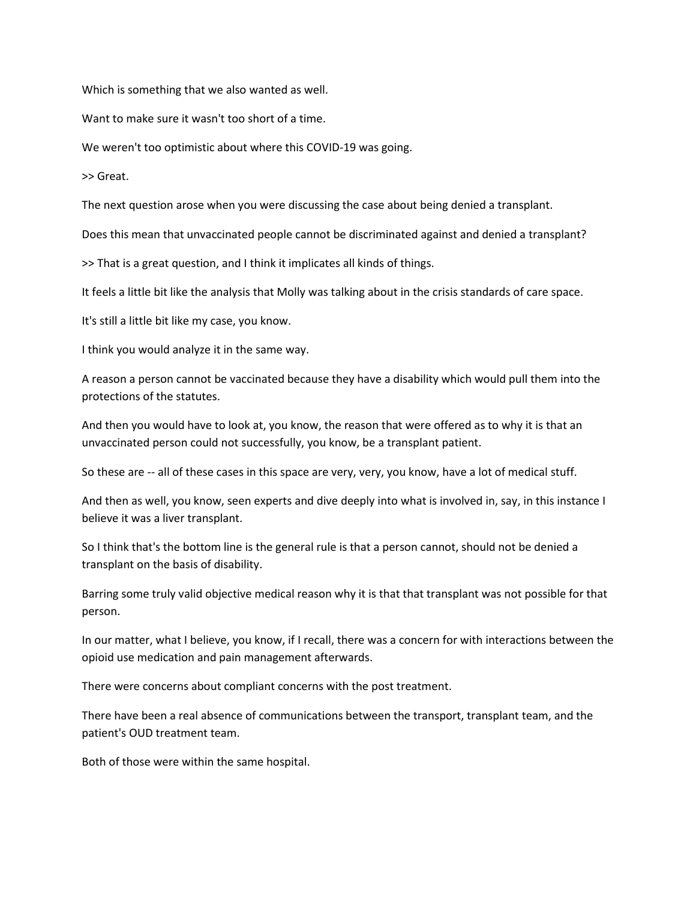Which is something that we also wanted as well.

Want to make sure it wasn't too short of a time.

We weren't too optimistic about where this COVID-19 was going.

>> Great.

The next question arose when you were discussing the case about being denied a transplant.

Does this mean that unvaccinated people cannot be discriminated against and denied a transplant?

>> That is a great question, and I think it implicates all kinds of things.

It feels a little bit like the analysis that Molly was talking about in the crisis standards of care space.

It's still a little bit like my case, you know.

I think you would analyze it in the same way.

A reason a person cannot be vaccinated because they have a disability which would pull them into the protections of the statutes.

And then you would have to look at, you know, the reason that were offered as to why it is that an unvaccinated person could not successfully, you know, be a transplant patient.

So these are -- all of these cases in this space are very, very, you know, have a lot of medical stuff.

And then as well, you know, seen experts and dive deeply into what is involved in, say, in this instance I believe it was a liver transplant.

So I think that's the bottom line is the general rule is that a person cannot, should not be denied a transplant on the basis of disability.

Barring some truly valid objective medical reason why it is that that transplant was not possible for that person.

In our matter, what I believe, you know, if I recall, there was a concern for with interactions between the opioid use medication and pain management afterwards.

There were concerns about compliant concerns with the post treatment.

There have been a real absence of communications between the transport, transplant team, and the patient's OUD treatment team.

Both of those were within the same hospital.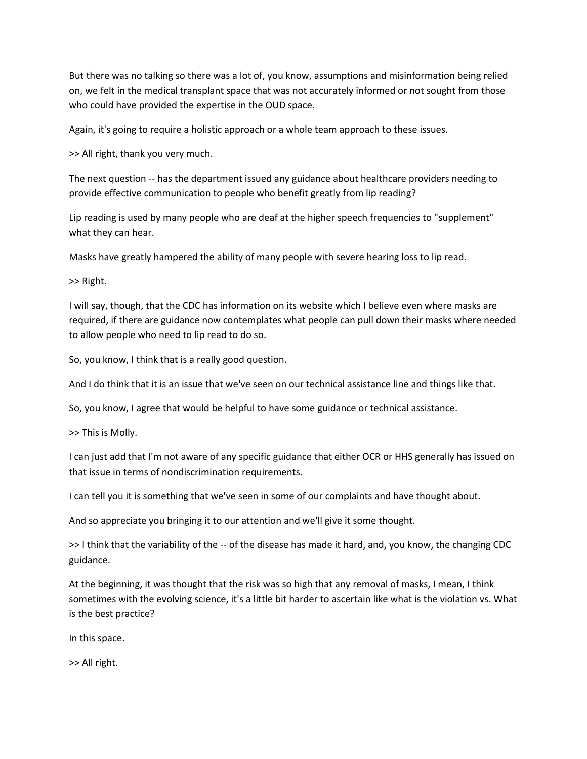But there was no talking so there was a lot of, you know, assumptions and misinformation being relied on, we felt in the medical transplant space that was not accurately informed or not sought from those who could have provided the expertise in the OUD space.

Again, it's going to require a holistic approach or a whole team approach to these issues.

>> All right, thank you very much.

The next question -- has the department issued any guidance about healthcare providers needing to provide effective communication to people who benefit greatly from lip reading?

Lip reading is used by many people who are deaf at the higher speech frequencies to "supplement" what they can hear.

Masks have greatly hampered the ability of many people with severe hearing loss to lip read.

>> Right.

I will say, though, that the CDC has information on its website which I believe even where masks are required, if there are guidance now contemplates what people can pull down their masks where needed to allow people who need to lip read to do so.

So, you know, I think that is a really good question.

And I do think that it is an issue that we've seen on our technical assistance line and things like that.

So, you know, I agree that would be helpful to have some guidance or technical assistance.

>> This is Molly.

I can just add that I'm not aware of any specific guidance that either OCR or HHS generally has issued on that issue in terms of nondiscrimination requirements.

I can tell you it is something that we've seen in some of our complaints and have thought about.

And so appreciate you bringing it to our attention and we'll give it some thought.

>> I think that the variability of the -- of the disease has made it hard, and, you know, the changing CDC guidance.

At the beginning, it was thought that the risk was so high that any removal of masks, I mean, I think sometimes with the evolving science, it's a little bit harder to ascertain like what is the violation vs. What is the best practice?

In this space.

>> All right.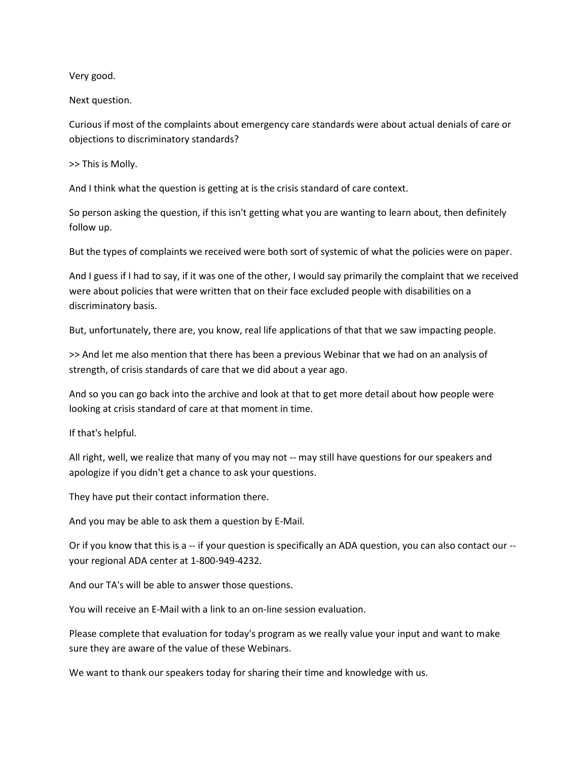Very good.

Next question.

Curious if most of the complaints about emergency care standards were about actual denials of care or objections to discriminatory standards?

>> This is Molly.

And I think what the question is getting at is the crisis standard of care context.

So person asking the question, if this isn't getting what you are wanting to learn about, then definitely follow up.

But the types of complaints we received were both sort of systemic of what the policies were on paper.

And I guess if I had to say, if it was one of the other, I would say primarily the complaint that we received were about policies that were written that on their face excluded people with disabilities on a discriminatory basis.

But, unfortunately, there are, you know, real life applications of that that we saw impacting people.

>> And let me also mention that there has been a previous Webinar that we had on an analysis of strength, of crisis standards of care that we did about a year ago.

And so you can go back into the archive and look at that to get more detail about how people were looking at crisis standard of care at that moment in time.

If that's helpful.

All right, well, we realize that many of you may not -- may still have questions for our speakers and apologize if you didn't get a chance to ask your questions.

They have put their contact information there.

And you may be able to ask them a question by E-Mail.

Or if you know that this is a -- if your question is specifically an ADA question, you can also contact our -- your regional ADA center at 1-800-949-4232.

And our TA's will be able to answer those questions.

You will receive an E-Mail with a link to an on-line session evaluation.

Please complete that evaluation for today's program as we really value your input and want to make sure they are aware of the value of these Webinars.

We want to thank our speakers today for sharing their time and knowledge with us.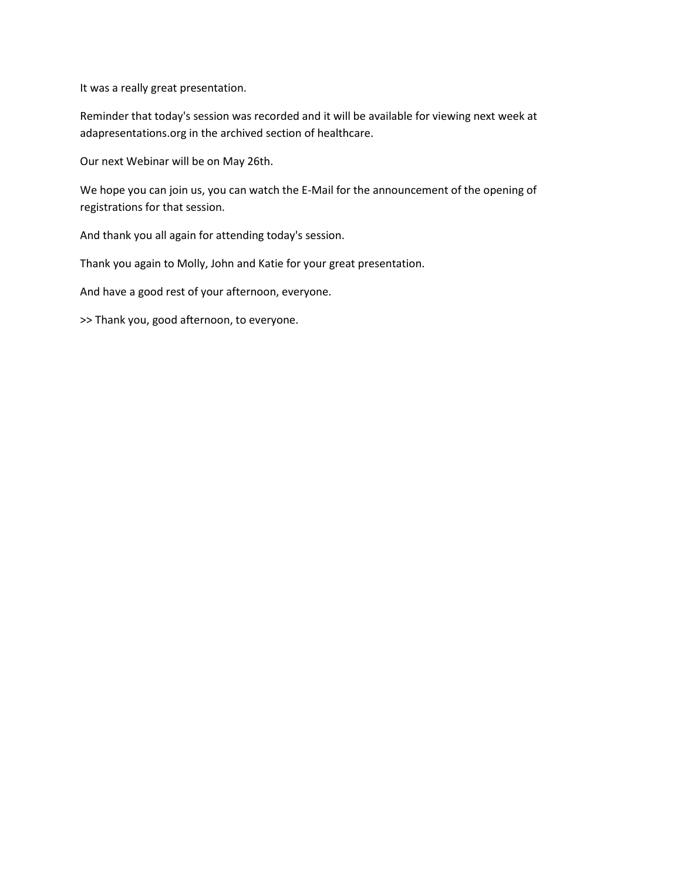It was a really great presentation.

Reminder that today's session was recorded and it will be available for viewing next week at adapresentations.org in the archived section of healthcare.

Our next Webinar will be on May 26th.

We hope you can join us, you can watch the E-Mail for the announcement of the opening of registrations for that session.

And thank you all again for attending today's session.

Thank you again to Molly, John and Katie for your great presentation.

And have a good rest of your afternoon, everyone.

>> Thank you, good afternoon, to everyone.